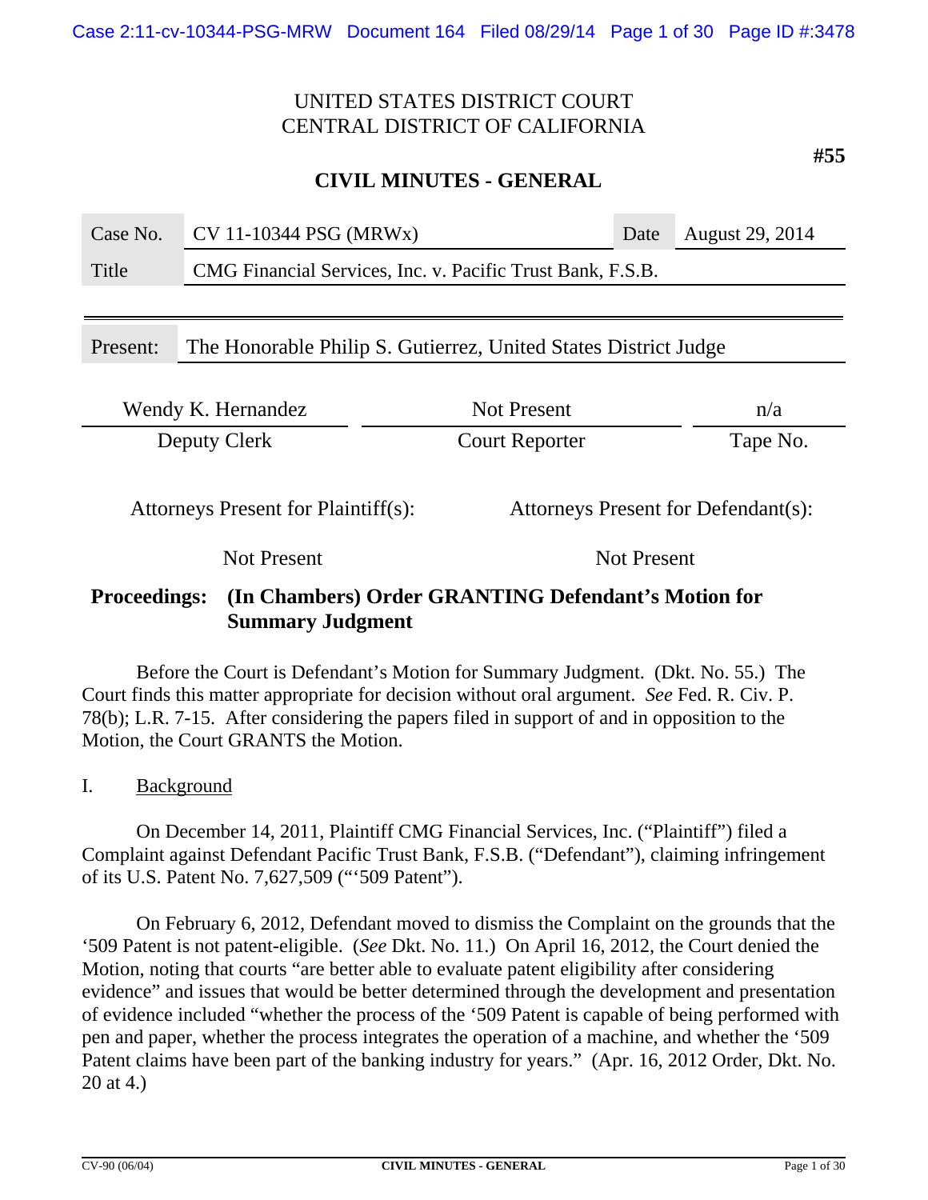UNITED STATES DISTRICT COURT
CENTRAL DISTRICT OF CALIFORNIA

**#55**

## CIVIL MINUTES - GENERAL

| Case No. | CV 11-10344 PSG (MRWx) | Date | August 29, 2014 |
|---|---|---|---|
| Title | CMG Financial Services, Inc. v. Pacific Trust Bank, F.S.B. | | |

Present: The Honorable Philip S. Gutierrez, United States District Judge

| Wendy K. Hernandez | Not Present | n/a |
|---|---|---|
| Deputy Clerk | Court Reporter | Tape No. |

| Attorneys Present for Plaintiff(s): | Attorneys Present for Defendant(s): |
|---|---|
| Not Present | Not Present |

**Proceedings: (In Chambers) Order GRANTING Defendant's Motion for Summary Judgment**

Before the Court is Defendant's Motion for Summary Judgment. (Dkt. No. 55.) The Court finds this matter appropriate for decision without oral argument. *See* Fed. R. Civ. P. 78(b); L.R. 7-15. After considering the papers filed in support of and in opposition to the Motion, the Court GRANTS the Motion.

I. Background

On December 14, 2011, Plaintiff CMG Financial Services, Inc. ("Plaintiff") filed a Complaint against Defendant Pacific Trust Bank, F.S.B. ("Defendant"), claiming infringement of its U.S. Patent No. 7,627,509 ("'509 Patent").

On February 6, 2012, Defendant moved to dismiss the Complaint on the grounds that the '509 Patent is not patent-eligible. (*See* Dkt. No. 11.) On April 16, 2012, the Court denied the Motion, noting that courts "are better able to evaluate patent eligibility after considering evidence" and issues that would be better determined through the development and presentation of evidence included "whether the process of the '509 Patent is capable of being performed with pen and paper, whether the process integrates the operation of a machine, and whether the '509 Patent claims have been part of the banking industry for years." (Apr. 16, 2012 Order, Dkt. No. 20 at 4.)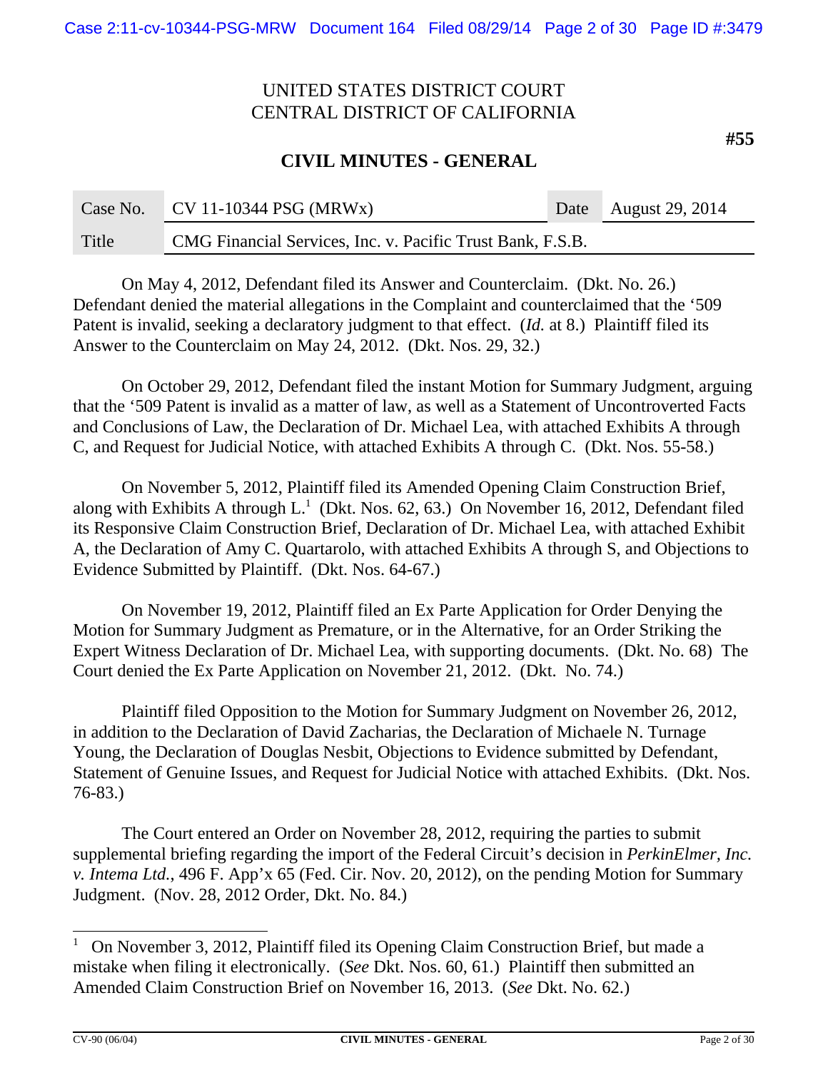UNITED STATES DISTRICT COURT
CENTRAL DISTRICT OF CALIFORNIA

**#55**

**CIVIL MINUTES - GENERAL**

| Case No. | CV 11-10344 PSG (MRWx) | Date | August 29, 2014 |
|---|---|---|---|
| Title | CMG Financial Services, Inc. v. Pacific Trust Bank, F.S.B. | | |

On May 4, 2012, Defendant filed its Answer and Counterclaim. (Dkt. No. 26.) Defendant denied the material allegations in the Complaint and counterclaimed that the '509 Patent is invalid, seeking a declaratory judgment to that effect. (*Id.* at 8.) Plaintiff filed its Answer to the Counterclaim on May 24, 2012. (Dkt. Nos. 29, 32.)

On October 29, 2012, Defendant filed the instant Motion for Summary Judgment, arguing that the '509 Patent is invalid as a matter of law, as well as a Statement of Uncontroverted Facts and Conclusions of Law, the Declaration of Dr. Michael Lea, with attached Exhibits A through C, and Request for Judicial Notice, with attached Exhibits A through C. (Dkt. Nos. 55-58.)

On November 5, 2012, Plaintiff filed its Amended Opening Claim Construction Brief, along with Exhibits A through L.[1] (Dkt. Nos. 62, 63.) On November 16, 2012, Defendant filed its Responsive Claim Construction Brief, Declaration of Dr. Michael Lea, with attached Exhibit A, the Declaration of Amy C. Quartarolo, with attached Exhibits A through S, and Objections to Evidence Submitted by Plaintiff. (Dkt. Nos. 64-67.)

On November 19, 2012, Plaintiff filed an Ex Parte Application for Order Denying the Motion for Summary Judgment as Premature, or in the Alternative, for an Order Striking the Expert Witness Declaration of Dr. Michael Lea, with supporting documents. (Dkt. No. 68) The Court denied the Ex Parte Application on November 21, 2012. (Dkt. No. 74.)

Plaintiff filed Opposition to the Motion for Summary Judgment on November 26, 2012, in addition to the Declaration of David Zacharias, the Declaration of Michaele N. Turnage Young, the Declaration of Douglas Nesbit, Objections to Evidence submitted by Defendant, Statement of Genuine Issues, and Request for Judicial Notice with attached Exhibits. (Dkt. Nos. 76-83.)

The Court entered an Order on November 28, 2012, requiring the parties to submit supplemental briefing regarding the import of the Federal Circuit's decision in *PerkinElmer, Inc. v. Intema Ltd.*, 496 F. App'x 65 (Fed. Cir. Nov. 20, 2012), on the pending Motion for Summary Judgment. (Nov. 28, 2012 Order, Dkt. No. 84.)

---

[1] On November 3, 2012, Plaintiff filed its Opening Claim Construction Brief, but made a mistake when filing it electronically. (*See* Dkt. Nos. 60, 61.) Plaintiff then submitted an Amended Claim Construction Brief on November 16, 2013. (*See* Dkt. No. 62.)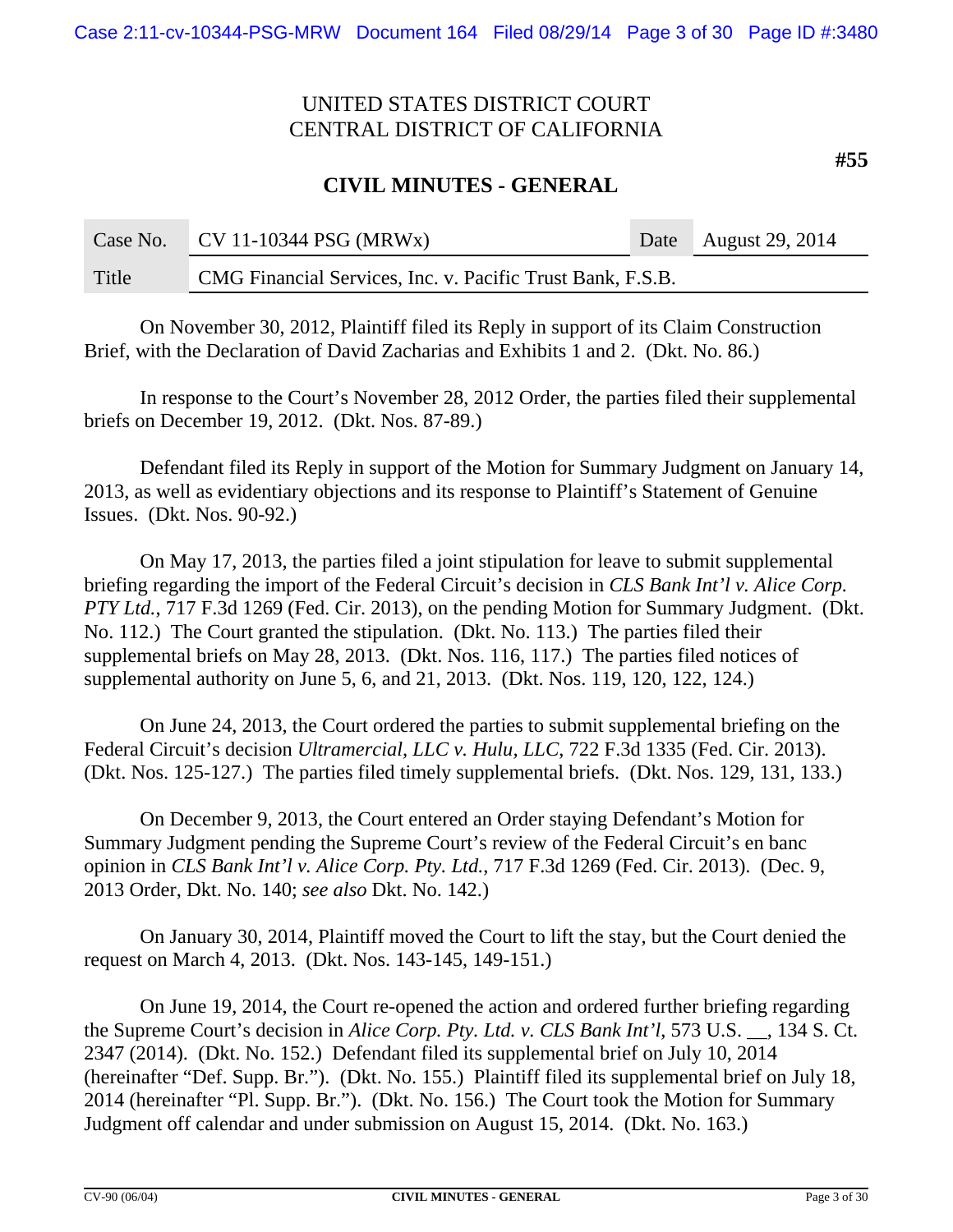UNITED STATES DISTRICT COURT
CENTRAL DISTRICT OF CALIFORNIA

**#55**

**CIVIL MINUTES - GENERAL**

| Case No. | CV 11-10344 PSG (MRWx) | Date | August 29, 2014 |
|---|---|---|---|
| Title | CMG Financial Services, Inc. v. Pacific Trust Bank, F.S.B. | | |

On November 30, 2012, Plaintiff filed its Reply in support of its Claim Construction Brief, with the Declaration of David Zacharias and Exhibits 1 and 2. (Dkt. No. 86.)

In response to the Court's November 28, 2012 Order, the parties filed their supplemental briefs on December 19, 2012. (Dkt. Nos. 87-89.)

Defendant filed its Reply in support of the Motion for Summary Judgment on January 14, 2013, as well as evidentiary objections and its response to Plaintiff's Statement of Genuine Issues. (Dkt. Nos. 90-92.)

On May 17, 2013, the parties filed a joint stipulation for leave to submit supplemental briefing regarding the import of the Federal Circuit's decision in *CLS Bank Int'l v. Alice Corp. PTY Ltd.*, 717 F.3d 1269 (Fed. Cir. 2013), on the pending Motion for Summary Judgment. (Dkt. No. 112.) The Court granted the stipulation. (Dkt. No. 113.) The parties filed their supplemental briefs on May 28, 2013. (Dkt. Nos. 116, 117.) The parties filed notices of supplemental authority on June 5, 6, and 21, 2013. (Dkt. Nos. 119, 120, 122, 124.)

On June 24, 2013, the Court ordered the parties to submit supplemental briefing on the Federal Circuit's decision *Ultramercial, LLC v. Hulu, LLC*, 722 F.3d 1335 (Fed. Cir. 2013). (Dkt. Nos. 125-127.) The parties filed timely supplemental briefs. (Dkt. Nos. 129, 131, 133.)

On December 9, 2013, the Court entered an Order staying Defendant's Motion for Summary Judgment pending the Supreme Court's review of the Federal Circuit's en banc opinion in *CLS Bank Int'l v. Alice Corp. Pty. Ltd.*, 717 F.3d 1269 (Fed. Cir. 2013). (Dec. 9, 2013 Order, Dkt. No. 140; *see also* Dkt. No. 142.)

On January 30, 2014, Plaintiff moved the Court to lift the stay, but the Court denied the request on March 4, 2013. (Dkt. Nos. 143-145, 149-151.)

On June 19, 2014, the Court re-opened the action and ordered further briefing regarding the Supreme Court's decision in *Alice Corp. Pty. Ltd. v. CLS Bank Int'l*, 573 U.S. __, 134 S. Ct. 2347 (2014). (Dkt. No. 152.) Defendant filed its supplemental brief on July 10, 2014 (hereinafter "Def. Supp. Br."). (Dkt. No. 155.) Plaintiff filed its supplemental brief on July 18, 2014 (hereinafter "Pl. Supp. Br."). (Dkt. No. 156.) The Court took the Motion for Summary Judgment off calendar and under submission on August 15, 2014. (Dkt. No. 163.)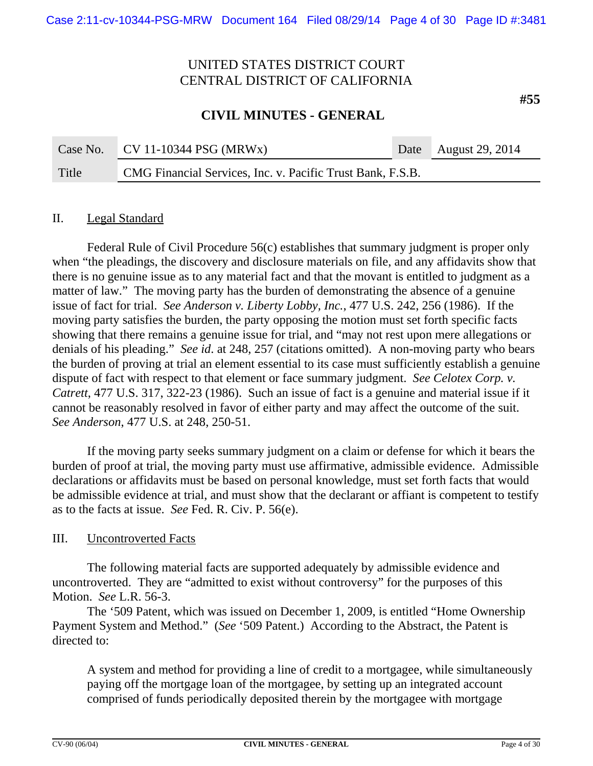## II. Legal Standard

Federal Rule of Civil Procedure 56(c) establishes that summary judgment is proper only when "the pleadings, the discovery and disclosure materials on file, and any affidavits show that there is no genuine issue as to any material fact and that the movant is entitled to judgment as a matter of law." The moving party has the burden of demonstrating the absence of a genuine issue of fact for trial. *See Anderson v. Liberty Lobby, Inc.*, 477 U.S. 242, 256 (1986). If the moving party satisfies the burden, the party opposing the motion must set forth specific facts showing that there remains a genuine issue for trial, and "may not rest upon mere allegations or denials of his pleading." *See id*. at 248, 257 (citations omitted). A non-moving party who bears the burden of proving at trial an element essential to its case must sufficiently establish a genuine dispute of fact with respect to that element or face summary judgment. *See Celotex Corp. v. Catrett*, 477 U.S. 317, 322-23 (1986). Such an issue of fact is a genuine and material issue if it cannot be reasonably resolved in favor of either party and may affect the outcome of the suit. *See Anderson*, 477 U.S. at 248, 250-51.

If the moving party seeks summary judgment on a claim or defense for which it bears the burden of proof at trial, the moving party must use affirmative, admissible evidence. Admissible declarations or affidavits must be based on personal knowledge, must set forth facts that would be admissible evidence at trial, and must show that the declarant or affiant is competent to testify as to the facts at issue. *See* Fed. R. Civ. P. 56(e).

## III. Uncontroverted Facts

The following material facts are supported adequately by admissible evidence and uncontroverted. They are "admitted to exist without controversy" for the purposes of this Motion. *See* L.R. 56-3.

The '509 Patent, which was issued on December 1, 2009, is entitled "Home Ownership Payment System and Method." (*See* '509 Patent.) According to the Abstract, the Patent is directed to:

> A system and method for providing a line of credit to a mortgagee, while simultaneously paying off the mortgage loan of the mortgagee, by setting up an integrated account comprised of funds periodically deposited therein by the mortgagee with mortgage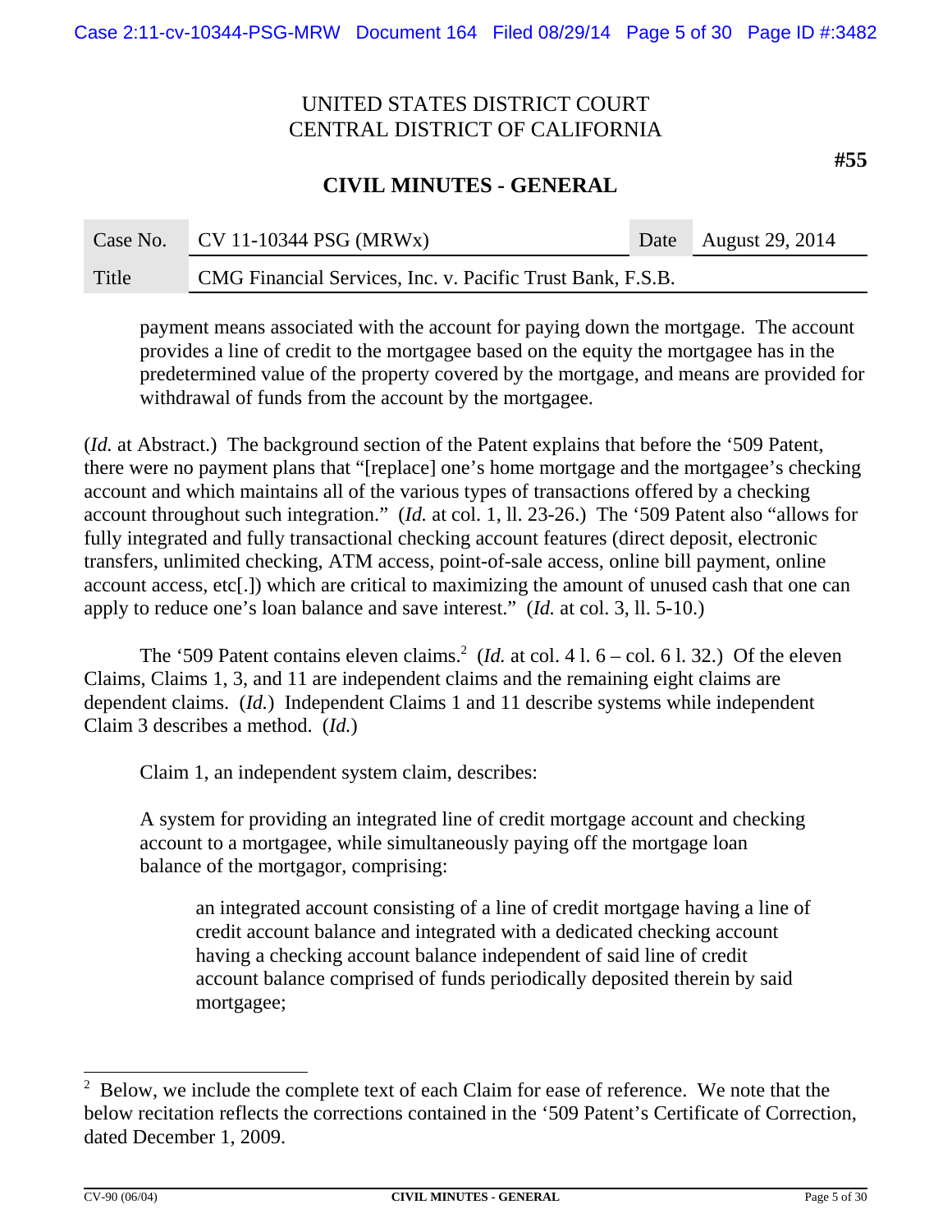payment means associated with the account for paying down the mortgage. The account provides a line of credit to the mortgagee based on the equity the mortgagee has in the predetermined value of the property covered by the mortgage, and means are provided for withdrawal of funds from the account by the mortgagee.

(*Id.* at Abstract.) The background section of the Patent explains that before the '509 Patent, there were no payment plans that "[replace] one's home mortgage and the mortgagee's checking account and which maintains all of the various types of transactions offered by a checking account throughout such integration." (*Id.* at col. 1, ll. 23-26.) The '509 Patent also "allows for fully integrated and fully transactional checking account features (direct deposit, electronic transfers, unlimited checking, ATM access, point-of-sale access, online bill payment, online account access, etc[.]) which are critical to maximizing the amount of unused cash that one can apply to reduce one's loan balance and save interest." (*Id.* at col. 3, ll. 5-10.)

The '509 Patent contains eleven claims.[2] (*Id.* at col. 4 l. 6 – col. 6 l. 32.) Of the eleven Claims, Claims 1, 3, and 11 are independent claims and the remaining eight claims are dependent claims. (*Id.*) Independent Claims 1 and 11 describe systems while independent Claim 3 describes a method. (*Id.*)

Claim 1, an independent system claim, describes:

> A system for providing an integrated line of credit mortgage account and checking account to a mortgagee, while simultaneously paying off the mortgage loan balance of the mortgagor, comprising:
>
> > an integrated account consisting of a line of credit mortgage having a line of credit account balance and integrated with a dedicated checking account having a checking account balance independent of said line of credit account balance comprised of funds periodically deposited therein by said mortgagee;

---

[2] Below, we include the complete text of each Claim for ease of reference. We note that the below recitation reflects the corrections contained in the '509 Patent's Certificate of Correction, dated December 1, 2009.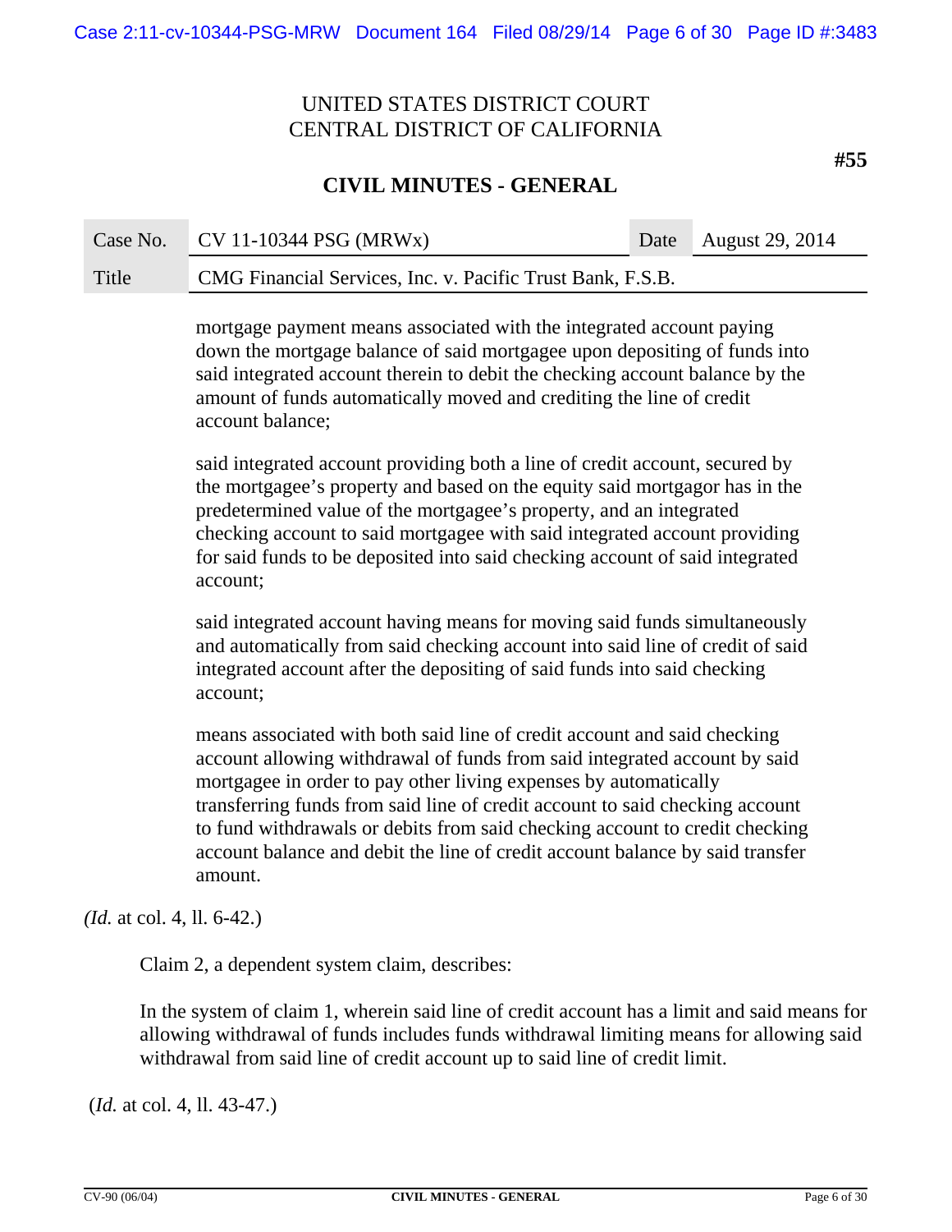> mortgage payment means associated with the integrated account paying down the mortgage balance of said mortgagee upon depositing of funds into said integrated account therein to debit the checking account balance by the amount of funds automatically moved and crediting the line of credit account balance;
>
> said integrated account providing both a line of credit account, secured by the mortgagee's property and based on the equity said mortgagor has in the predetermined value of the mortgagee's property, and an integrated checking account to said mortgagee with said integrated account providing for said funds to be deposited into said checking account of said integrated account;
>
> said integrated account having means for moving said funds simultaneously and automatically from said checking account into said line of credit of said integrated account after the depositing of said funds into said checking account;
>
> means associated with both said line of credit account and said checking account allowing withdrawal of funds from said integrated account by said mortgagee in order to pay other living expenses by automatically transferring funds from said line of credit account to said checking account to fund withdrawals or debits from said checking account to credit checking account balance and debit the line of credit account balance by said transfer amount.

*(Id.* at col. 4, ll. 6-42.)

Claim 2, a dependent system claim, describes:

> In the system of claim 1, wherein said line of credit account has a limit and said means for allowing withdrawal of funds includes funds withdrawal limiting means for allowing said withdrawal from said line of credit account up to said line of credit limit.

(*Id.* at col. 4, ll. 43-47.)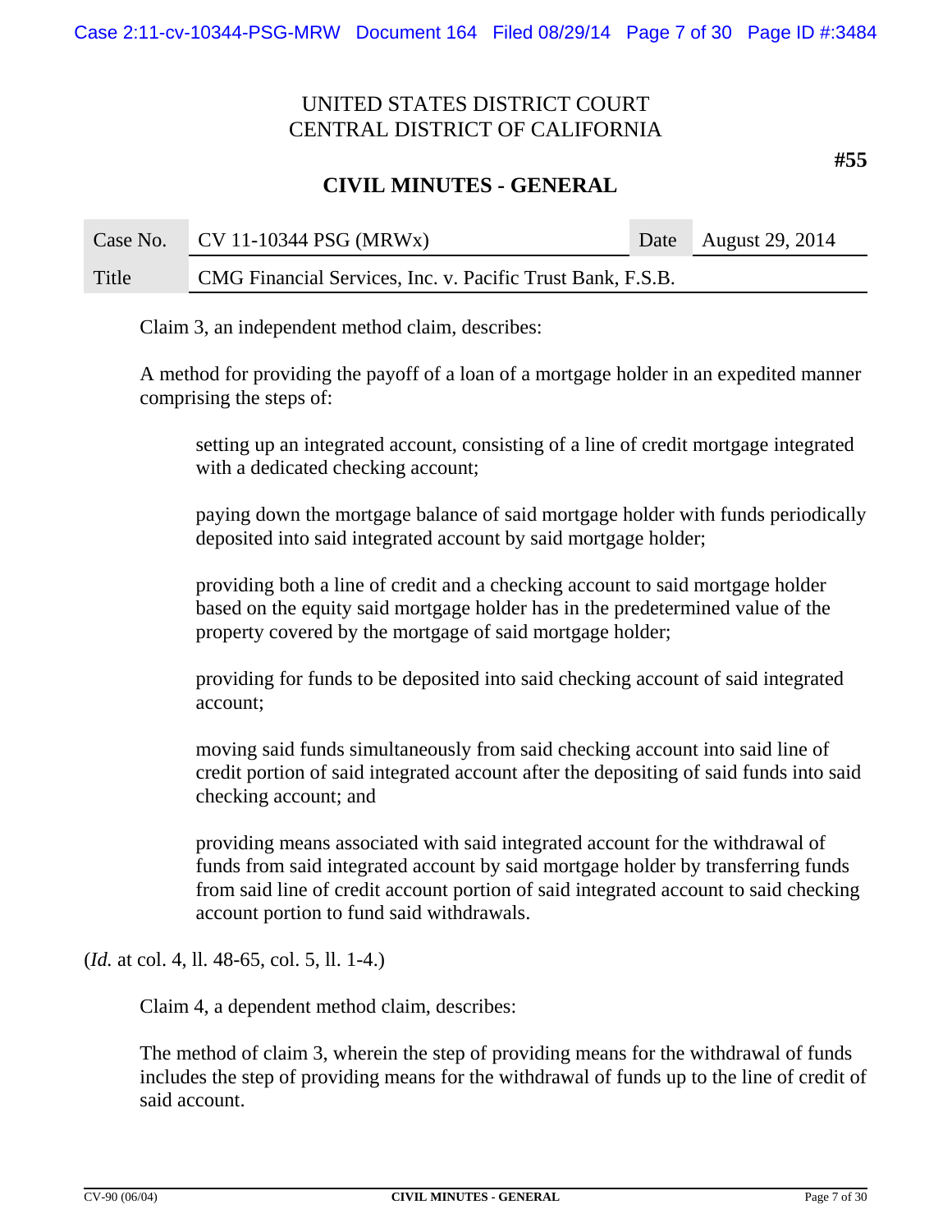Claim 3, an independent method claim, describes:

> A method for providing the payoff of a loan of a mortgage holder in an expedited manner comprising the steps of:
>
> > setting up an integrated account, consisting of a line of credit mortgage integrated with a dedicated checking account;
> >
> > paying down the mortgage balance of said mortgage holder with funds periodically deposited into said integrated account by said mortgage holder;
> >
> > providing both a line of credit and a checking account to said mortgage holder based on the equity said mortgage holder has in the predetermined value of the property covered by the mortgage of said mortgage holder;
> >
> > providing for funds to be deposited into said checking account of said integrated account;
> >
> > moving said funds simultaneously from said checking account into said line of credit portion of said integrated account after the depositing of said funds into said checking account; and
> >
> > providing means associated with said integrated account for the withdrawal of funds from said integrated account by said mortgage holder by transferring funds from said line of credit account portion of said integrated account to said checking account portion to fund said withdrawals.

(*Id.* at col. 4, ll. 48-65, col. 5, ll. 1-4.)

Claim 4, a dependent method claim, describes:

> The method of claim 3, wherein the step of providing means for the withdrawal of funds includes the step of providing means for the withdrawal of funds up to the line of credit of said account.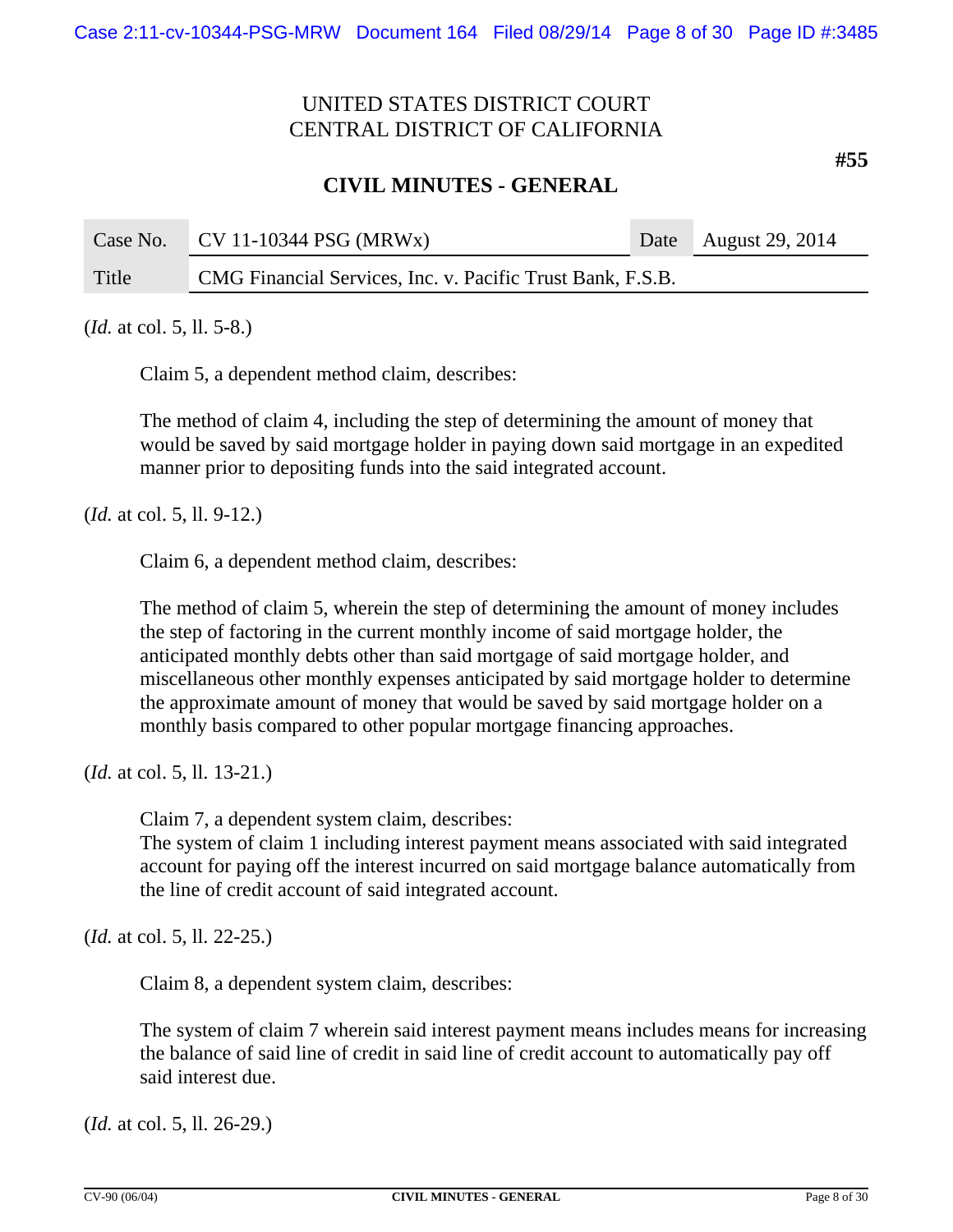(*Id.* at col. 5, ll. 5-8.)

Claim 5, a dependent method claim, describes:

> The method of claim 4, including the step of determining the amount of money that would be saved by said mortgage holder in paying down said mortgage in an expedited manner prior to depositing funds into the said integrated account.

(*Id.* at col. 5, ll. 9-12.)

Claim 6, a dependent method claim, describes:

> The method of claim 5, wherein the step of determining the amount of money includes the step of factoring in the current monthly income of said mortgage holder, the anticipated monthly debts other than said mortgage of said mortgage holder, and miscellaneous other monthly expenses anticipated by said mortgage holder to determine the approximate amount of money that would be saved by said mortgage holder on a monthly basis compared to other popular mortgage financing approaches.

(*Id.* at col. 5, ll. 13-21.)

Claim 7, a dependent system claim, describes:

> The system of claim 1 including interest payment means associated with said integrated account for paying off the interest incurred on said mortgage balance automatically from the line of credit account of said integrated account.

(*Id.* at col. 5, ll. 22-25.)

Claim 8, a dependent system claim, describes:

> The system of claim 7 wherein said interest payment means includes means for increasing the balance of said line of credit in said line of credit account to automatically pay off said interest due.

(*Id.* at col. 5, ll. 26-29.)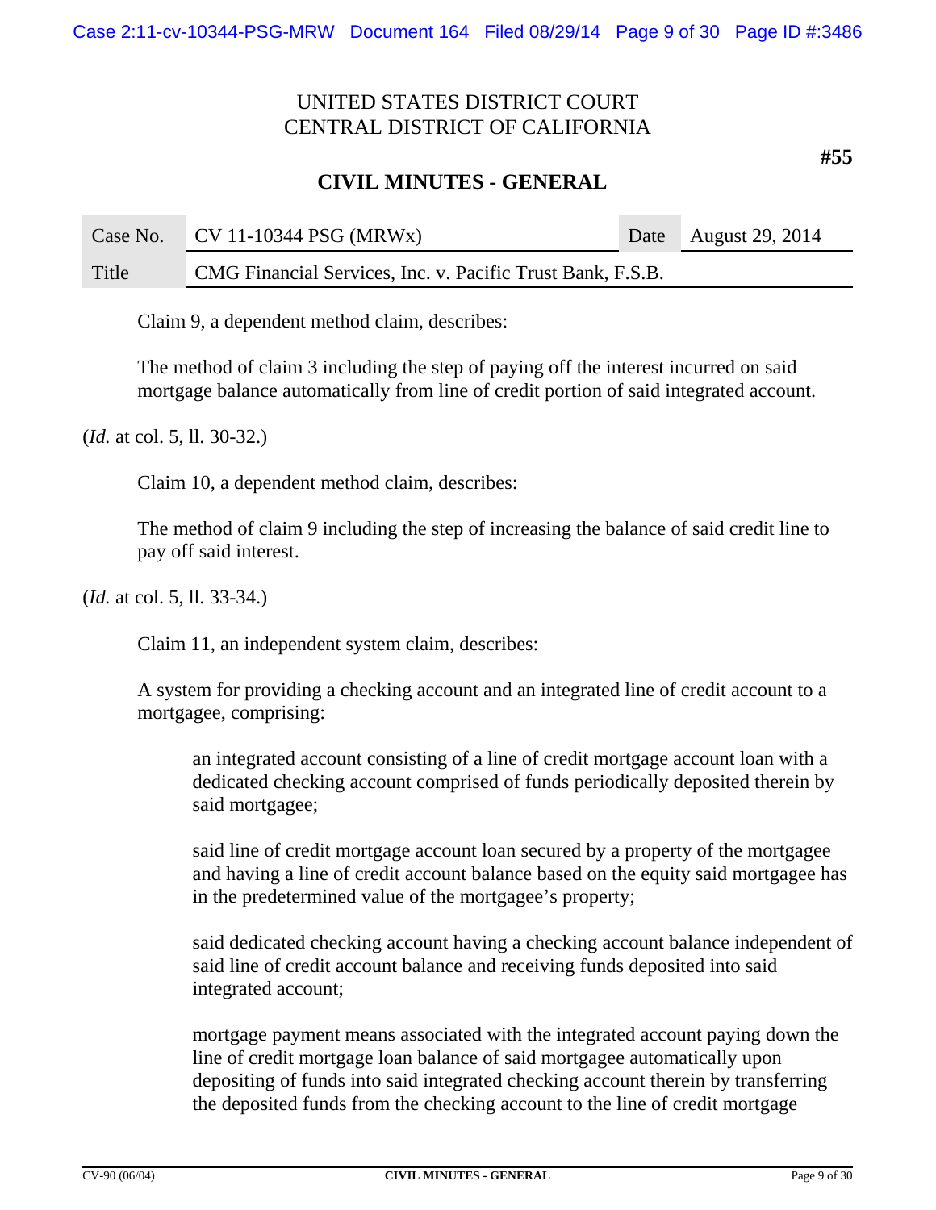Claim 9, a dependent method claim, describes:

> The method of claim 3 including the step of paying off the interest incurred on said mortgage balance automatically from line of credit portion of said integrated account.

(*Id.* at col. 5, ll. 30-32.)

Claim 10, a dependent method claim, describes:

> The method of claim 9 including the step of increasing the balance of said credit line to pay off said interest.

(*Id.* at col. 5, ll. 33-34.)

Claim 11, an independent system claim, describes:

> A system for providing a checking account and an integrated line of credit account to a mortgagee, comprising:
>
> > an integrated account consisting of a line of credit mortgage account loan with a dedicated checking account comprised of funds periodically deposited therein by said mortgagee;
> >
> > said line of credit mortgage account loan secured by a property of the mortgagee and having a line of credit account balance based on the equity said mortgagee has in the predetermined value of the mortgagee's property;
> >
> > said dedicated checking account having a checking account balance independent of said line of credit account balance and receiving funds deposited into said integrated account;
> >
> > mortgage payment means associated with the integrated account paying down the line of credit mortgage loan balance of said mortgagee automatically upon depositing of funds into said integrated checking account therein by transferring the deposited funds from the checking account to the line of credit mortgage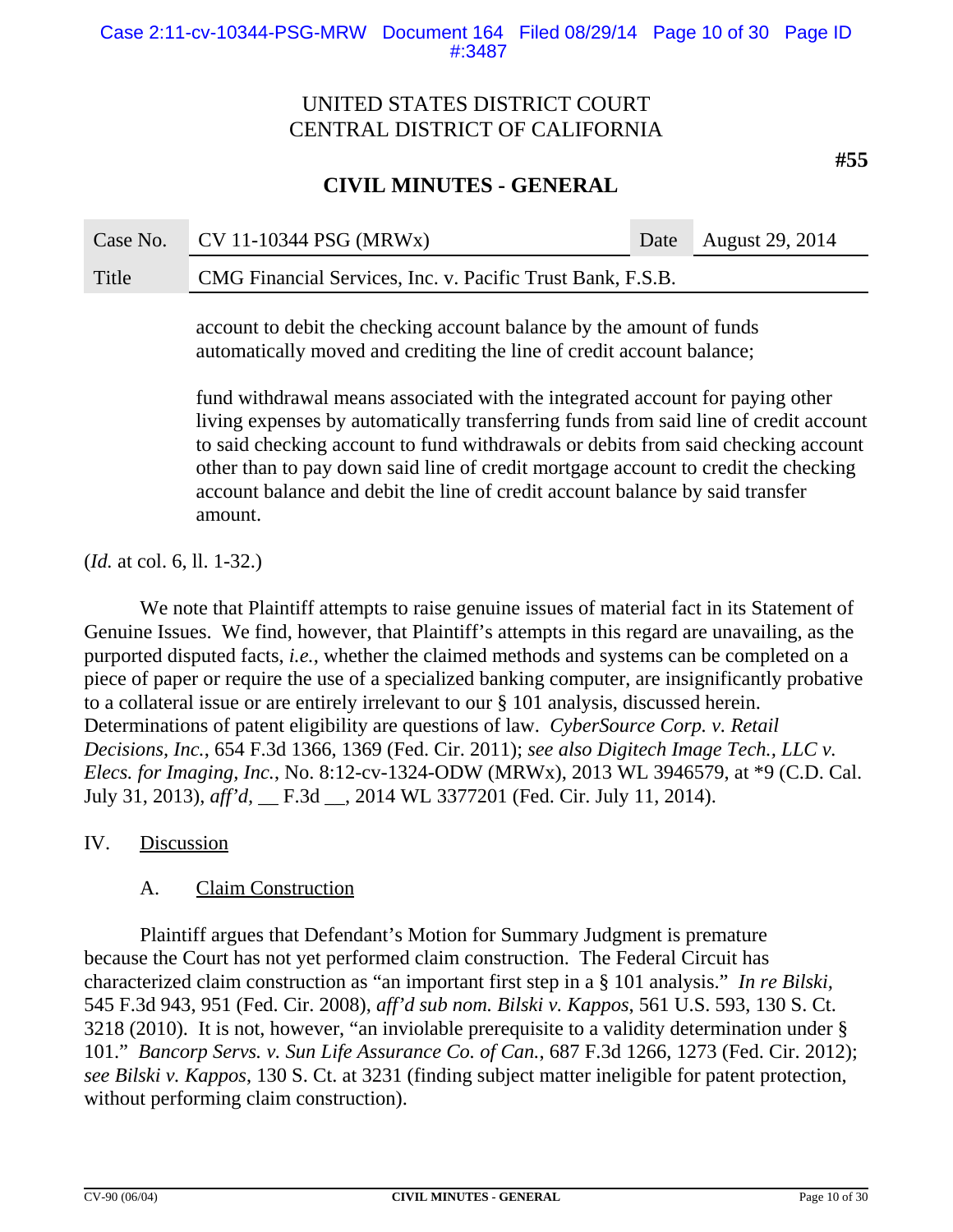account to debit the checking account balance by the amount of funds automatically moved and crediting the line of credit account balance;

fund withdrawal means associated with the integrated account for paying other living expenses by automatically transferring funds from said line of credit account to said checking account to fund withdrawals or debits from said checking account other than to pay down said line of credit mortgage account to credit the checking account balance and debit the line of credit account balance by said transfer amount.

(*Id.* at col. 6, ll. 1-32.)

We note that Plaintiff attempts to raise genuine issues of material fact in its Statement of Genuine Issues. We find, however, that Plaintiff's attempts in this regard are unavailing, as the purported disputed facts, *i.e.*, whether the claimed methods and systems can be completed on a piece of paper or require the use of a specialized banking computer, are insignificantly probative to a collateral issue or are entirely irrelevant to our § 101 analysis, discussed herein. Determinations of patent eligibility are questions of law. *CyberSource Corp. v. Retail Decisions, Inc.*, 654 F.3d 1366, 1369 (Fed. Cir. 2011); *see also Digitech Image Tech., LLC v. Elecs. for Imaging, Inc.*, No. 8:12-cv-1324-ODW (MRWx), 2013 WL 3946579, at *9 (C.D. Cal. July 31, 2013), *aff'd*, __ F.3d __, 2014 WL 3377201 (Fed. Cir. July 11, 2014).

## IV. Discussion

### A. Claim Construction

Plaintiff argues that Defendant's Motion for Summary Judgment is premature because the Court has not yet performed claim construction. The Federal Circuit has characterized claim construction as "an important first step in a § 101 analysis." *In re Bilski*, 545 F.3d 943, 951 (Fed. Cir. 2008), *aff'd sub nom. Bilski v. Kappos*, 561 U.S. 593, 130 S. Ct. 3218 (2010). It is not, however, "an inviolable prerequisite to a validity determination under § 101." *Bancorp Servs. v. Sun Life Assurance Co. of Can.*, 687 F.3d 1266, 1273 (Fed. Cir. 2012); *see Bilski v. Kappos*, 130 S. Ct. at 3231 (finding subject matter ineligible for patent protection, without performing claim construction).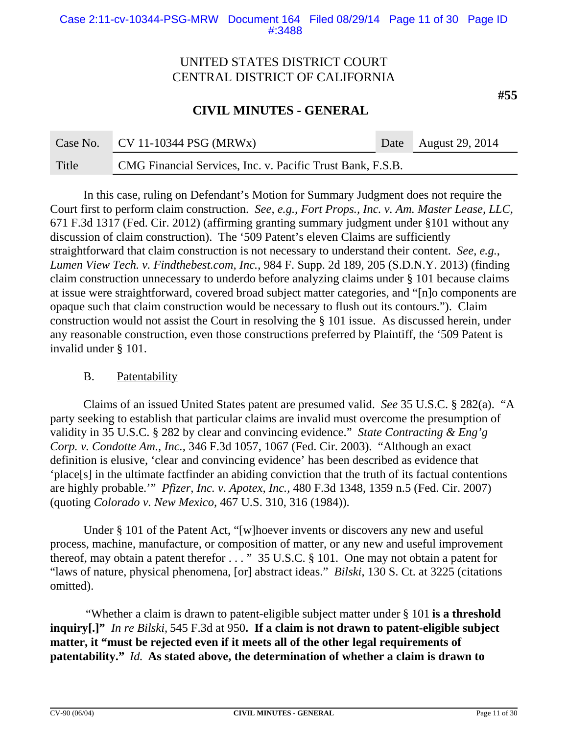In this case, ruling on Defendant's Motion for Summary Judgment does not require the Court first to perform claim construction. *See, e.g.*, *Fort Props., Inc. v. Am. Master Lease, LLC*, 671 F.3d 1317 (Fed. Cir. 2012) (affirming granting summary judgment under §101 without any discussion of claim construction). The '509 Patent's eleven Claims are sufficiently straightforward that claim construction is not necessary to understand their content. *See*, *e.g.*, *Lumen View Tech. v. Findthebest.com, Inc.*, 984 F. Supp. 2d 189, 205 (S.D.N.Y. 2013) (finding claim construction unnecessary to underdo before analyzing claims under § 101 because claims at issue were straightforward, covered broad subject matter categories, and "[n]o components are opaque such that claim construction would be necessary to flush out its contours."). Claim construction would not assist the Court in resolving the § 101 issue. As discussed herein, under any reasonable construction, even those constructions preferred by Plaintiff, the '509 Patent is invalid under § 101.

B. Patentability

Claims of an issued United States patent are presumed valid. *See* 35 U.S.C. § 282(a). "A party seeking to establish that particular claims are invalid must overcome the presumption of validity in 35 U.S.C. § 282 by clear and convincing evidence." *State Contracting & Eng'g Corp. v. Condotte Am., Inc.*, 346 F.3d 1057, 1067 (Fed. Cir. 2003). "Although an exact definition is elusive, 'clear and convincing evidence' has been described as evidence that 'place[s] in the ultimate factfinder an abiding conviction that the truth of its factual contentions are highly probable.'" *Pfizer, Inc. v. Apotex, Inc.*, 480 F.3d 1348, 1359 n.5 (Fed. Cir. 2007) (quoting *Colorado v. New Mexico*, 467 U.S. 310, 316 (1984)).

Under § 101 of the Patent Act, "[w]hoever invents or discovers any new and useful process, machine, manufacture, or composition of matter, or any new and useful improvement thereof, may obtain a patent therefor . . . " 35 U.S.C. § 101. One may not obtain a patent for "laws of nature, physical phenomena, [or] abstract ideas." *Bilski*, 130 S. Ct. at 3225 (citations omitted).

"Whether a claim is drawn to patent-eligible subject matter under § 101 **is a threshold inquiry[.]"** *In re Bilski*, 545 F.3d at 950**. If a claim is not drawn to patent-eligible subject matter, it "must be rejected even if it meets all of the other legal requirements of patentability."** *Id.* **As stated above, the determination of whether a claim is drawn to**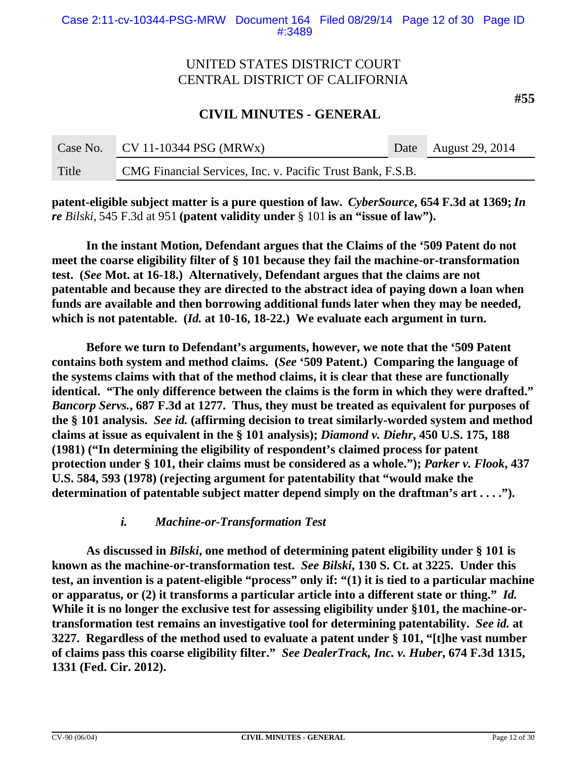UNITED STATES DISTRICT COURT
CENTRAL DISTRICT OF CALIFORNIA

**#55**

## CIVIL MINUTES - GENERAL

| Case No. | CV 11-10344 PSG (MRWx) | Date | August 29, 2014 |
|---|---|---|---|
| Title | CMG Financial Services, Inc. v. Pacific Trust Bank, F.S.B. | | |

**patent-eligible subject matter is a pure question of law. *CyberSource*, 654 F.3d at 1369; *In re Bilski*,** 545 F.3d at 951 **(patent validity under** § 101 **is an "issue of law").**

**In the instant Motion, Defendant argues that the Claims of the '509 Patent do not meet the coarse eligibility filter of § 101 because they fail the machine-or-transformation test. (*See* Mot. at 16-18.) Alternatively, Defendant argues that the claims are not patentable and because they are directed to the abstract idea of paying down a loan when funds are available and then borrowing additional funds later when they may be needed, which is not patentable. (*Id.* at 10-16, 18-22.) We evaluate each argument in turn.**

**Before we turn to Defendant's arguments, however, we note that the '509 Patent contains both system and method claims. (*See* '509 Patent.) Comparing the language of the systems claims with that of the method claims, it is clear that these are functionally identical. "The only difference between the claims is the form in which they were drafted." *Bancorp Servs.*, 687 F.3d at 1277. Thus, they must be treated as equivalent for purposes of the § 101 analysis. *See id.* (affirming decision to treat similarly-worded system and method claims at issue as equivalent in the § 101 analysis); *Diamond v. Diehr*, 450 U.S. 175, 188 (1981) ("In determining the eligibility of respondent's claimed process for patent protection under § 101, their claims must be considered as a whole."); *Parker v. Flook*, 437 U.S. 584, 593 (1978) (rejecting argument for patentability that "would make the determination of patentable subject matter depend simply on the draftman's art . . . .").**

### *i. Machine-or-Transformation Test*

**As discussed in *Bilski*, one method of determining patent eligibility under § 101 is known as the machine-or-transformation test. *See Bilski*, 130 S. Ct. at 3225. Under this test, an invention is a patent-eligible "process" only if: "(1) it is tied to a particular machine or apparatus, or (2) it transforms a particular article into a different state or thing." *Id.* While it is no longer the exclusive test for assessing eligibility under §101, the machine-or-transformation test remains an investigative tool for determining patentability. *See id.* at 3227. Regardless of the method used to evaluate a patent under § 101, "[t]he vast number of claims pass this coarse eligibility filter." *See DealerTrack, Inc. v. Huber*, 674 F.3d 1315, 1331 (Fed. Cir. 2012).**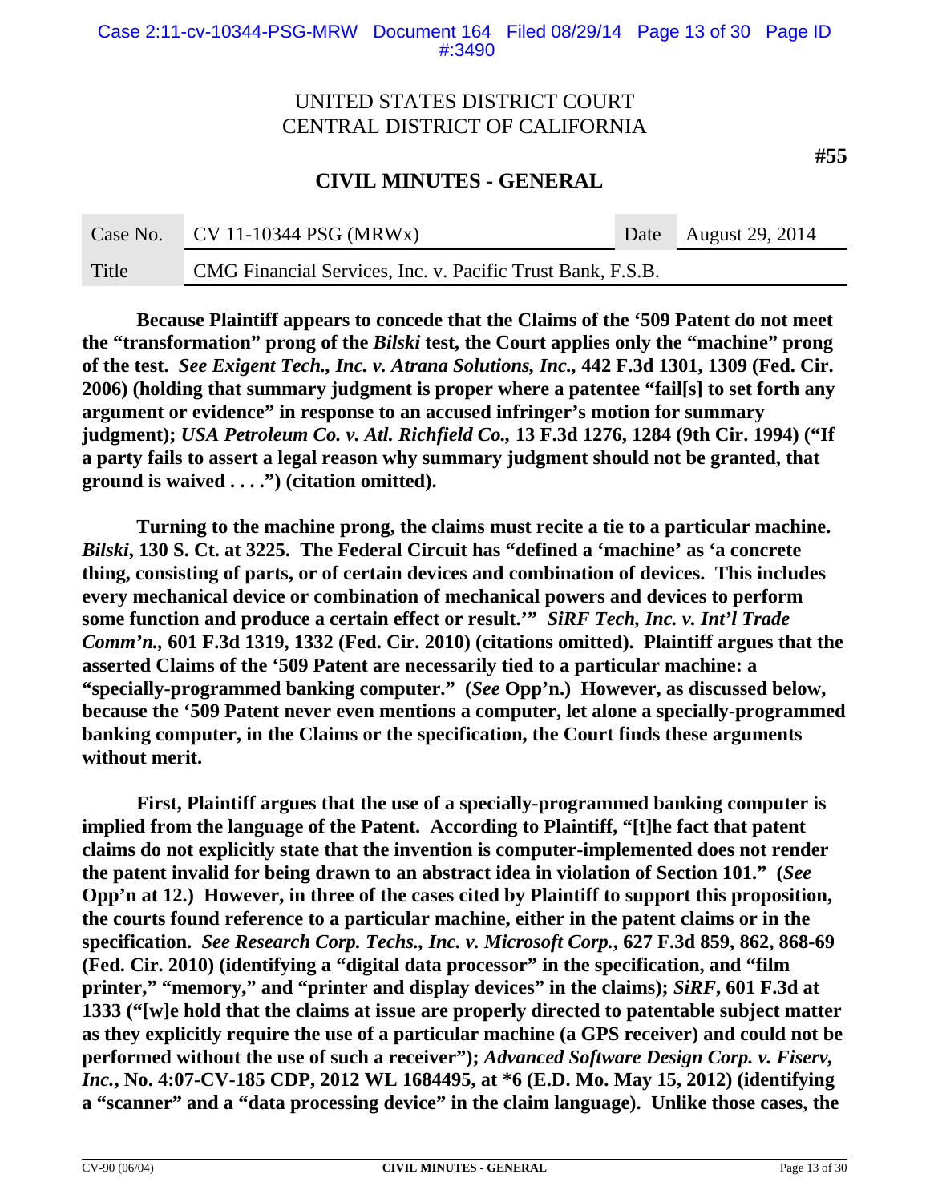UNITED STATES DISTRICT COURT
CENTRAL DISTRICT OF CALIFORNIA

**#55**

## CIVIL MINUTES - GENERAL

| Case No. | CV 11-10344 PSG (MRWx) | Date | August 29, 2014 |
|---|---|---|---|
| Title | CMG Financial Services, Inc. v. Pacific Trust Bank, F.S.B. | | |

**Because Plaintiff appears to concede that the Claims of the '509 Patent do not meet the "transformation" prong of the *Bilski* test, the Court applies only the "machine" prong of the test. *See Exigent Tech., Inc. v. Atrana Solutions, Inc.*, 442 F.3d 1301, 1309 (Fed. Cir. 2006) (holding that summary judgment is proper where a patentee "fail[s] to set forth any argument or evidence" in response to an accused infringer's motion for summary judgment); *USA Petroleum Co. v. Atl. Richfield Co.*, 13 F.3d 1276, 1284 (9th Cir. 1994) ("If a party fails to assert a legal reason why summary judgment should not be granted, that ground is waived . . . .") (citation omitted).**

**Turning to the machine prong, the claims must recite a tie to a particular machine. *Bilski*, 130 S. Ct. at 3225. The Federal Circuit has "defined a 'machine' as 'a concrete thing, consisting of parts, or of certain devices and combination of devices. This includes every mechanical device or combination of mechanical powers and devices to perform some function and produce a certain effect or result.'" *SiRF Tech, Inc. v. Int'l Trade Comm'n.*, 601 F.3d 1319, 1332 (Fed. Cir. 2010) (citations omitted). Plaintiff argues that the asserted Claims of the '509 Patent are necessarily tied to a particular machine: a "specially-programmed banking computer." (*See* Opp'n.) However, as discussed below, because the '509 Patent never even mentions a computer, let alone a specially-programmed banking computer, in the Claims or the specification, the Court finds these arguments without merit.**

**First, Plaintiff argues that the use of a specially-programmed banking computer is implied from the language of the Patent. According to Plaintiff, "[t]he fact that patent claims do not explicitly state that the invention is computer-implemented does not render the patent invalid for being drawn to an abstract idea in violation of Section 101." (*See* Opp'n at 12.) However, in three of the cases cited by Plaintiff to support this proposition, the courts found reference to a particular machine, either in the patent claims or in the specification. *See Research Corp. Techs., Inc. v. Microsoft Corp.*, 627 F.3d 859, 862, 868-69 (Fed. Cir. 2010) (identifying a "digital data processor" in the specification, and "film printer," "memory," and "printer and display devices" in the claims); *SiRF*, 601 F.3d at 1333 ("[w]e hold that the claims at issue are properly directed to patentable subject matter as they explicitly require the use of a particular machine (a GPS receiver) and could not be performed without the use of such a receiver"); *Advanced Software Design Corp. v. Fiserv, Inc.*, No. 4:07-CV-185 CDP, 2012 WL 1684495, at *6 (E.D. Mo. May 15, 2012) (identifying a "scanner" and a "data processing device" in the claim language). Unlike those cases, the**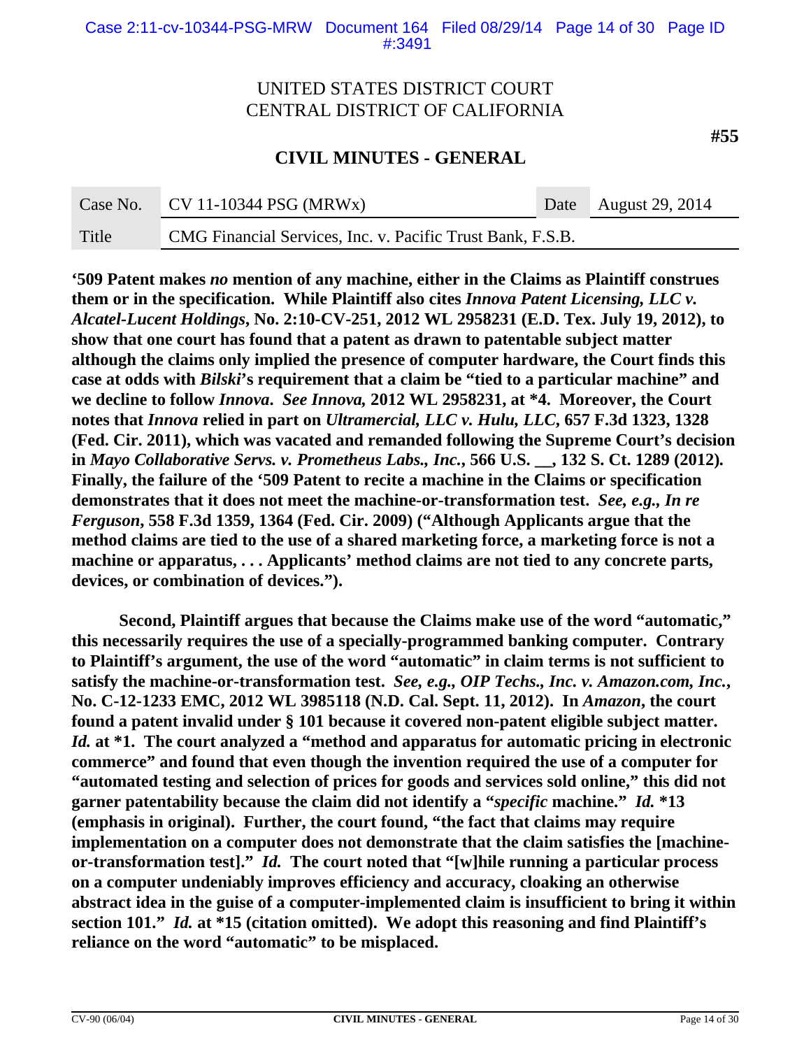**'509 Patent makes *no* mention of any machine, either in the Claims as Plaintiff construes them or in the specification. While Plaintiff also cites *Innova Patent Licensing, LLC v. Alcatel-Lucent Holdings*, No. 2:10-CV-251, 2012 WL 2958231 (E.D. Tex. July 19, 2012), to show that one court has found that a patent as drawn to patentable subject matter although the claims only implied the presence of computer hardware, the Court finds this case at odds with *Bilski*'s requirement that a claim be "tied to a particular machine" and we decline to follow *Innova*. *See Innova,* 2012 WL 2958231, at *4. Moreover, the Court notes that *Innova* relied in part on *Ultramercial, LLC v. Hulu, LLC*, 657 F.3d 1323, 1328 (Fed. Cir. 2011), which was vacated and remanded following the Supreme Court's decision in *Mayo Collaborative Servs. v. Prometheus Labs., Inc.*, 566 U.S. __, 132 S. Ct. 1289 (2012). Finally, the failure of the '509 Patent to recite a machine in the Claims or specification demonstrates that it does not meet the machine-or-transformation test. *See, e.g., In re Ferguson*, 558 F.3d 1359, 1364 (Fed. Cir. 2009) ("Although Applicants argue that the method claims are tied to the use of a shared marketing force, a marketing force is not a machine or apparatus, . . . Applicants' method claims are not tied to any concrete parts, devices, or combination of devices.").**

**Second, Plaintiff argues that because the Claims make use of the word "automatic," this necessarily requires the use of a specially-programmed banking computer. Contrary to Plaintiff's argument, the use of the word "automatic" in claim terms is not sufficient to satisfy the machine-or-transformation test. *See, e.g., OIP Techs., Inc. v. Amazon.com, Inc.*, No. C-12-1233 EMC, 2012 WL 3985118 (N.D. Cal. Sept. 11, 2012). In *Amazon*, the court found a patent invalid under § 101 because it covered non-patent eligible subject matter. *Id.* at *1. The court analyzed a "method and apparatus for automatic pricing in electronic commerce" and found that even though the invention required the use of a computer for "automated testing and selection of prices for goods and services sold online," this did not garner patentability because the claim did not identify a "*specific* machine." *Id.* *13 (emphasis in original). Further, the court found, "the fact that claims may require implementation on a computer does not demonstrate that the claim satisfies the [machine-or-transformation test]." *Id.* The court noted that "[w]hile running a particular process on a computer undeniably improves efficiency and accuracy, cloaking an otherwise abstract idea in the guise of a computer-implemented claim is insufficient to bring it within section 101." *Id.* at *15 (citation omitted). We adopt this reasoning and find Plaintiff's reliance on the word "automatic" to be misplaced.**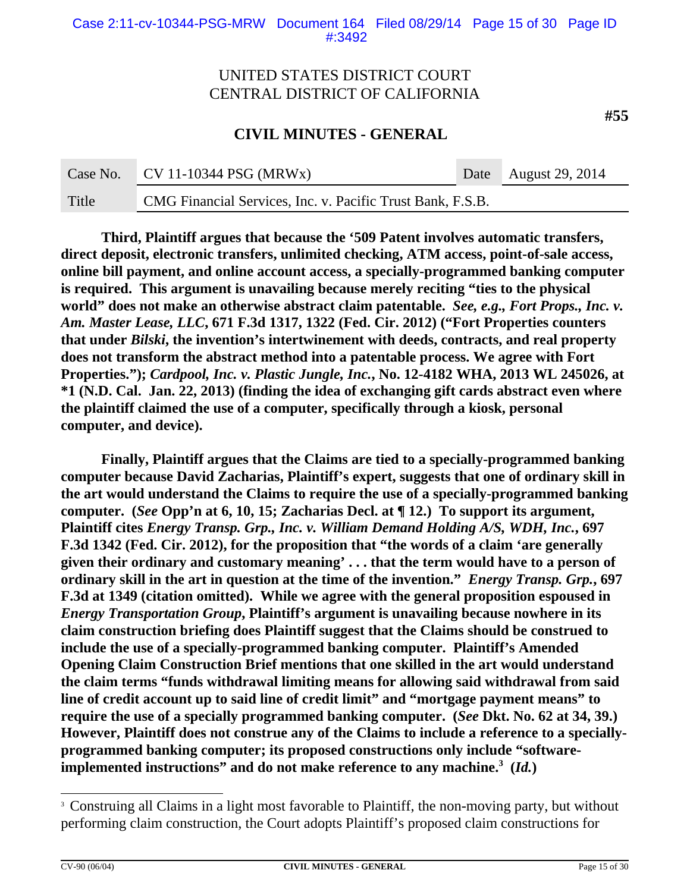**Third, Plaintiff argues that because the '509 Patent involves automatic transfers, direct deposit, electronic transfers, unlimited checking, ATM access, point-of-sale access, online bill payment, and online account access, a specially-programmed banking computer is required. This argument is unavailing because merely reciting "ties to the physical world" does not make an otherwise abstract claim patentable. *See, e.g., Fort Props., Inc. v. Am. Master Lease, LLC*, 671 F.3d 1317, 1322 (Fed. Cir. 2012) ("Fort Properties counters that under *Bilski*, the invention's intertwinement with deeds, contracts, and real property does not transform the abstract method into a patentable process. We agree with Fort Properties."); *Cardpool, Inc. v. Plastic Jungle, Inc.*, No. 12-4182 WHA, 2013 WL 245026, at \*1 (N.D. Cal. Jan. 22, 2013) (finding the idea of exchanging gift cards abstract even where the plaintiff claimed the use of a computer, specifically through a kiosk, personal computer, and device).**

**Finally, Plaintiff argues that the Claims are tied to a specially-programmed banking computer because David Zacharias, Plaintiff's expert, suggests that one of ordinary skill in the art would understand the Claims to require the use of a specially-programmed banking computer. (*See* Opp'n at 6, 10, 15; Zacharias Decl. at ¶ 12.) To support its argument, Plaintiff cites *Energy Transp. Grp., Inc. v. William Demand Holding A/S, WDH, Inc.*, 697 F.3d 1342 (Fed. Cir. 2012), for the proposition that "the words of a claim 'are generally given their ordinary and customary meaning' . . . that the term would have to a person of ordinary skill in the art in question at the time of the invention." *Energy Transp. Grp.*, 697 F.3d at 1349 (citation omitted). While we agree with the general proposition espoused in *Energy Transportation Group*, Plaintiff's argument is unavailing because nowhere in its claim construction briefing does Plaintiff suggest that the Claims should be construed to include the use of a specially-programmed banking computer. Plaintiff's Amended Opening Claim Construction Brief mentions that one skilled in the art would understand the claim terms "funds withdrawal limiting means for allowing said withdrawal from said line of credit account up to said line of credit limit" and "mortgage payment means" to require the use of a specially programmed banking computer. (*See* Dkt. No. 62 at 34, 39.) However, Plaintiff does not construe any of the Claims to include a reference to a specially-programmed banking computer; its proposed constructions only include "software-implemented instructions" and do not make reference to any machine.[3] (*Id.*)**

[3] Construing all Claims in a light most favorable to Plaintiff, the non-moving party, but without performing claim construction, the Court adopts Plaintiff's proposed claim constructions for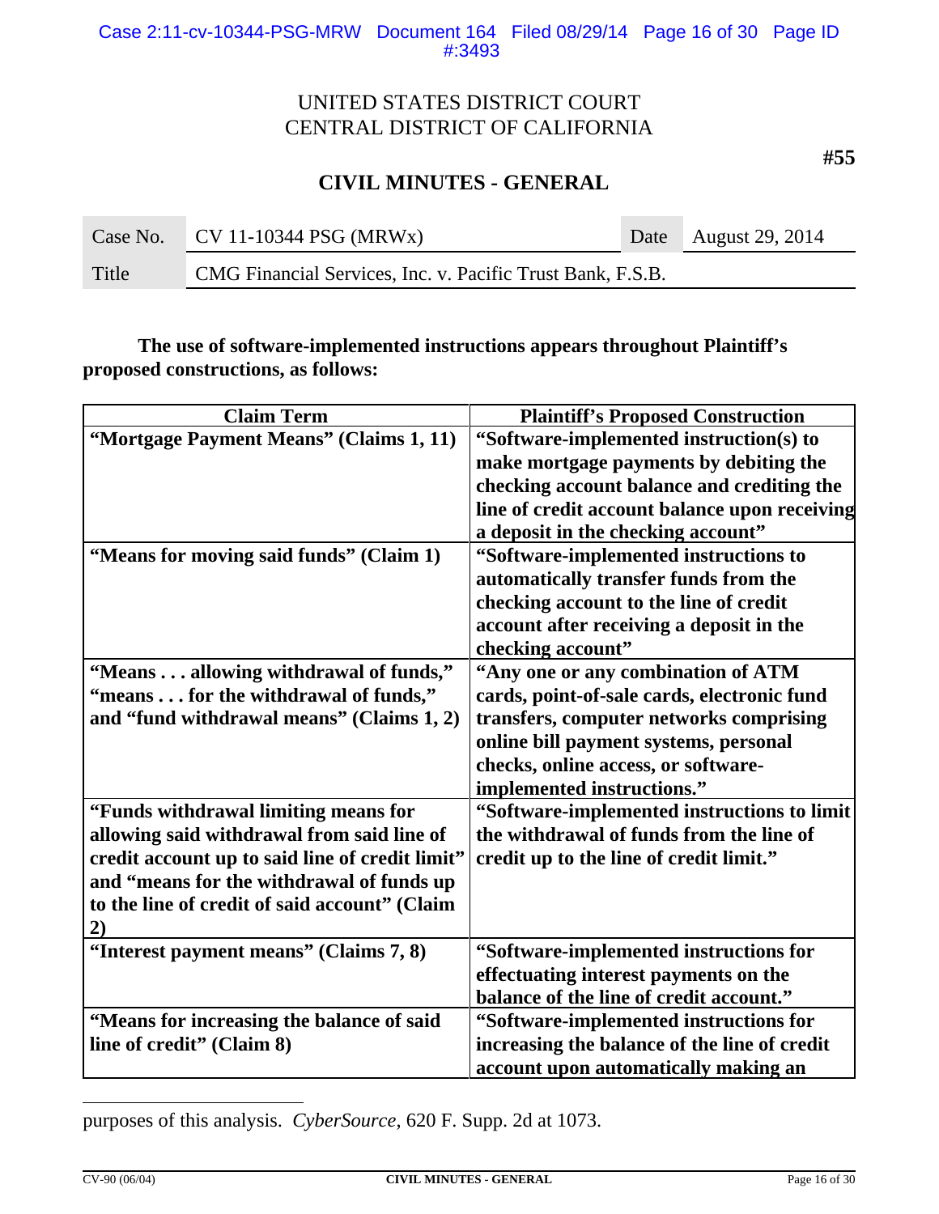UNITED STATES DISTRICT COURT
CENTRAL DISTRICT OF CALIFORNIA

**#55**

## CIVIL MINUTES - GENERAL

| Case No. | CV 11-10344 PSG (MRWx) | Date | August 29, 2014 |
|---|---|---|---|
| Title | CMG Financial Services, Inc. v. Pacific Trust Bank, F.S.B. | | |

**The use of software-implemented instructions appears throughout Plaintiff's proposed constructions, as follows:**

| Claim Term | Plaintiff's Proposed Construction |
|---|---|
| **"Mortgage Payment Means" (Claims 1, 11)** | **"Software-implemented instruction(s) to make mortgage payments by debiting the checking account balance and crediting the line of credit account balance upon receiving a deposit in the checking account"** |
| **"Means for moving said funds" (Claim 1)** | **"Software-implemented instructions to automatically transfer funds from the checking account to the line of credit account after receiving a deposit in the checking account"** |
| **"Means . . . allowing withdrawal of funds," "means . . . for the withdrawal of funds," and "fund withdrawal means" (Claims 1, 2)** | **"Any one or any combination of ATM cards, point-of-sale cards, electronic fund transfers, computer networks comprising online bill payment systems, personal checks, online access, or software-implemented instructions."** |
| **"Funds withdrawal limiting means for allowing said withdrawal from said line of credit account up to said line of credit limit" and "means for the withdrawal of funds up to the line of credit of said account" (Claim 2)** | **"Software-implemented instructions to limit the withdrawal of funds from the line of credit up to the line of credit limit."** |
| **"Interest payment means" (Claims 7, 8)** | **"Software-implemented instructions for effectuating interest payments on the balance of the line of credit account."** |
| **"Means for increasing the balance of said line of credit" (Claim 8)** | **"Software-implemented instructions for increasing the balance of the line of credit account upon automatically making an** |

purposes of this analysis. *CyberSource*, 620 F. Supp. 2d at 1073.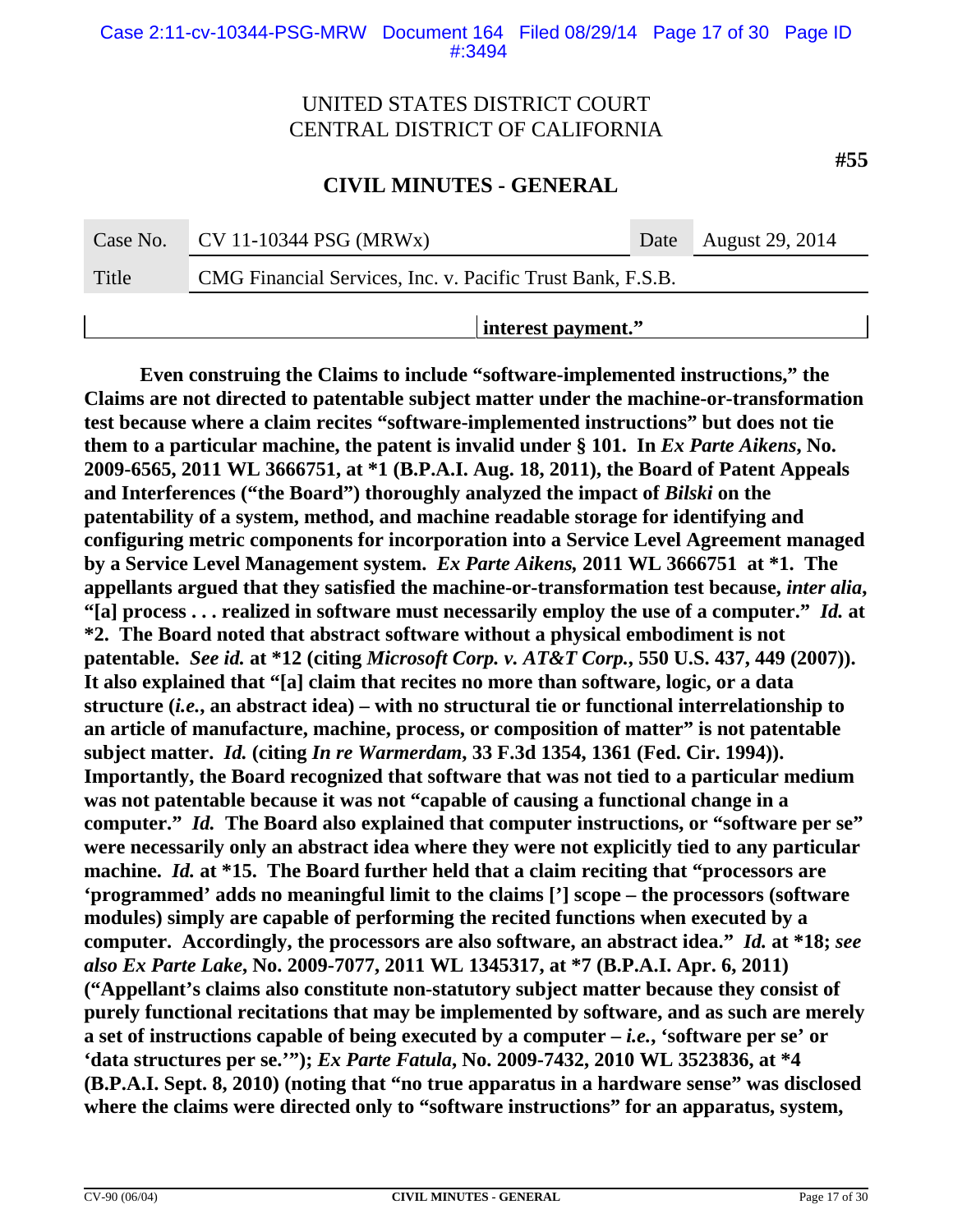| | interest payment." |
|---|---|

**Even construing the Claims to include "software-implemented instructions," the Claims are not directed to patentable subject matter under the machine-or-transformation test because where a claim recites "software-implemented instructions" but does not tie them to a particular machine, the patent is invalid under § 101. In *Ex Parte Aikens*, No. 2009-6565, 2011 WL 3666751, at *1 (B.P.A.I. Aug. 18, 2011), the Board of Patent Appeals and Interferences ("the Board") thoroughly analyzed the impact of *Bilski* on the patentability of a system, method, and machine readable storage for identifying and configuring metric components for incorporation into a Service Level Agreement managed by a Service Level Management system. *Ex Parte Aikens,* 2011 WL 3666751 at *1. The appellants argued that they satisfied the machine-or-transformation test because, *inter alia*, "[a] process . . . realized in software must necessarily employ the use of a computer." *Id.* at *2. The Board noted that abstract software without a physical embodiment is not patentable. *See id.* at *12 (citing *Microsoft Corp. v. AT&T Corp.*, 550 U.S. 437, 449 (2007)). It also explained that "[a] claim that recites no more than software, logic, or a data structure (*i.e.*, an abstract idea) – with no structural tie or functional interrelationship to an article of manufacture, machine, process, or composition of matter" is not patentable subject matter. *Id.* (citing *In re Warmerdam*, 33 F.3d 1354, 1361 (Fed. Cir. 1994)). Importantly, the Board recognized that software that was not tied to a particular medium was not patentable because it was not "capable of causing a functional change in a computer." *Id.* The Board also explained that computer instructions, or "software per se" were necessarily only an abstract idea where they were not explicitly tied to any particular machine. *Id.* at *15. The Board further held that a claim reciting that "processors are 'programmed' adds no meaningful limit to the claims ['] scope – the processors (software modules) simply are capable of performing the recited functions when executed by a computer. Accordingly, the processors are also software, an abstract idea." *Id.* at *18; *see also Ex Parte Lake*, No. 2009-7077, 2011 WL 1345317, at *7 (B.P.A.I. Apr. 6, 2011) ("Appellant's claims also constitute non-statutory subject matter because they consist of purely functional recitations that may be implemented by software, and as such are merely a set of instructions capable of being executed by a computer – *i.e.*, 'software per se' or 'data structures per se.'"); *Ex Parte Fatula*, No. 2009-7432, 2010 WL 3523836, at *4 (B.P.A.I. Sept. 8, 2010) (noting that "no true apparatus in a hardware sense" was disclosed where the claims were directed only to "software instructions" for an apparatus, system,**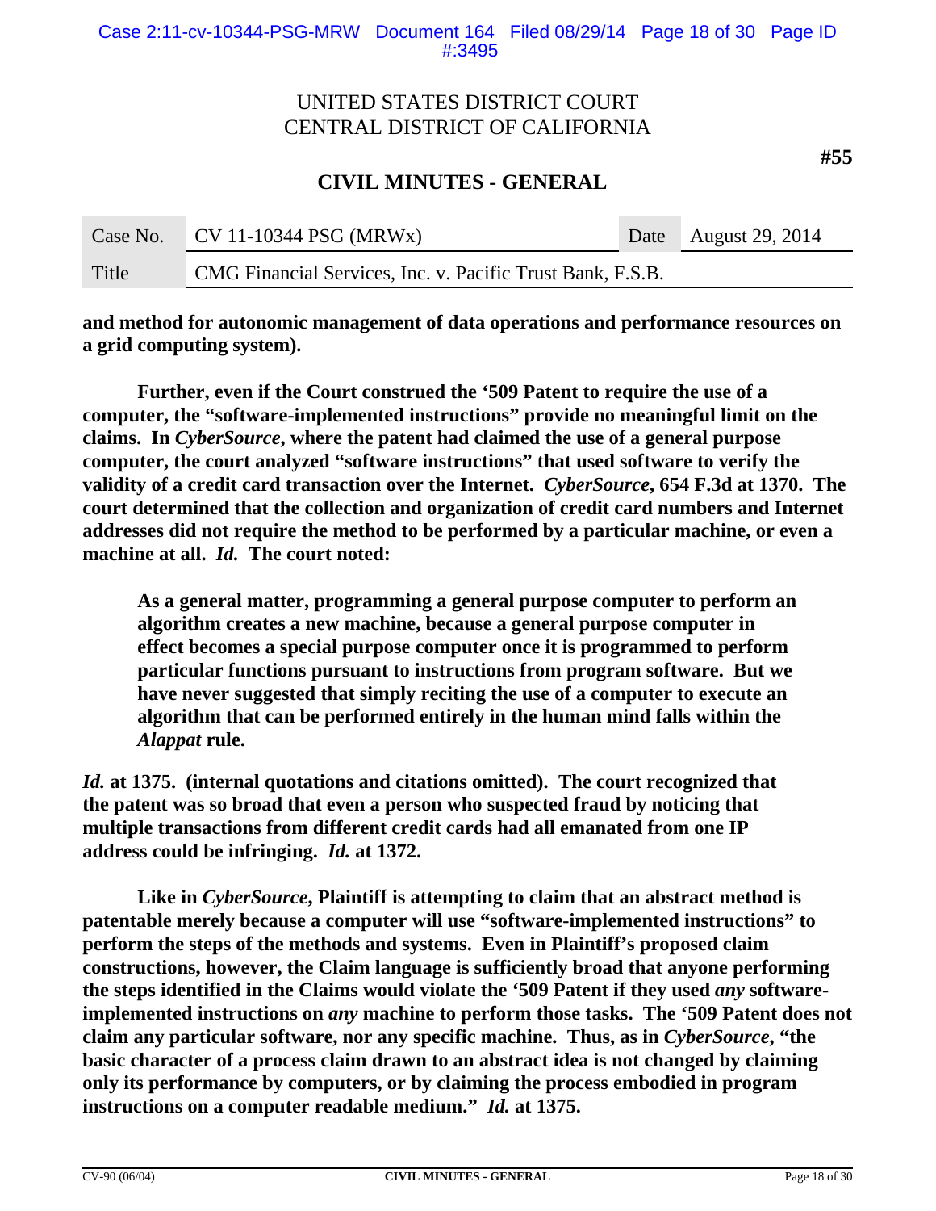# UNITED STATES DISTRICT COURT
# CENTRAL DISTRICT OF CALIFORNIA

**#55**

## CIVIL MINUTES - GENERAL

| Case No. | CV 11-10344 PSG (MRWx) | Date | August 29, 2014 |
|---|---|---|---|
| Title | CMG Financial Services, Inc. v. Pacific Trust Bank, F.S.B. | | |

**and method for autonomic management of data operations and performance resources on a grid computing system).**

**Further, even if the Court construed the '509 Patent to require the use of a computer, the "software-implemented instructions" provide no meaningful limit on the claims. In *CyberSource*, where the patent had claimed the use of a general purpose computer, the court analyzed "software instructions" that used software to verify the validity of a credit card transaction over the Internet. *CyberSource*, 654 F.3d at 1370. The court determined that the collection and organization of credit card numbers and Internet addresses did not require the method to be performed by a particular machine, or even a machine at all. *Id.* The court noted:**

> **As a general matter, programming a general purpose computer to perform an algorithm creates a new machine, because a general purpose computer in effect becomes a special purpose computer once it is programmed to perform particular functions pursuant to instructions from program software. But we have never suggested that simply reciting the use of a computer to execute an algorithm that can be performed entirely in the human mind falls within the *Alappat* rule.**

***Id.* at 1375. (internal quotations and citations omitted). The court recognized that the patent was so broad that even a person who suspected fraud by noticing that multiple transactions from different credit cards had all emanated from one IP address could be infringing. *Id.* at 1372.**

**Like in *CyberSource*, Plaintiff is attempting to claim that an abstract method is patentable merely because a computer will use "software-implemented instructions" to perform the steps of the methods and systems. Even in Plaintiff's proposed claim constructions, however, the Claim language is sufficiently broad that anyone performing the steps identified in the Claims would violate the '509 Patent if they used *any* software-implemented instructions on *any* machine to perform those tasks. The '509 Patent does not claim any particular software, nor any specific machine. Thus, as in *CyberSource*, "the basic character of a process claim drawn to an abstract idea is not changed by claiming only its performance by computers, or by claiming the process embodied in program instructions on a computer readable medium." *Id.* at 1375.**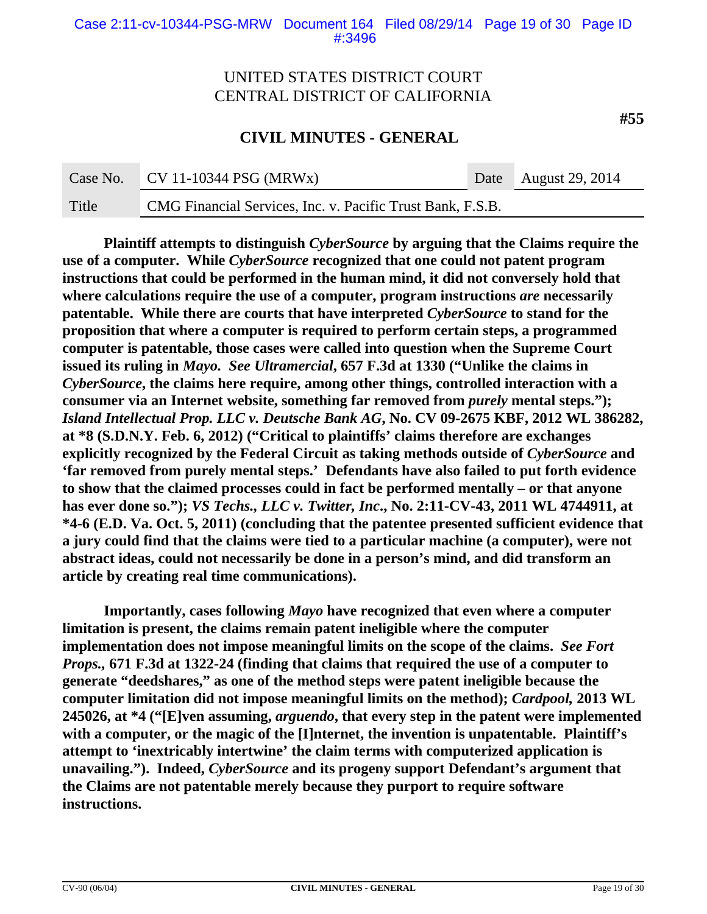**Plaintiff attempts to distinguish *CyberSource* by arguing that the Claims require the use of a computer. While *CyberSource* recognized that one could not patent program instructions that could be performed in the human mind, it did not conversely hold that where calculations require the use of a computer, program instructions *are* necessarily patentable. While there are courts that have interpreted *CyberSource* to stand for the proposition that where a computer is required to perform certain steps, a programmed computer is patentable, those cases were called into question when the Supreme Court issued its ruling in *Mayo*. *See Ultramercial*, 657 F.3d at 1330 ("Unlike the claims in *CyberSource*, the claims here require, among other things, controlled interaction with a consumer via an Internet website, something far removed from *purely* mental steps."); *Island Intellectual Prop. LLC v. Deutsche Bank AG*, No. CV 09-2675 KBF, 2012 WL 386282, at *8 (S.D.N.Y. Feb. 6, 2012) ("Critical to plaintiffs' claims therefore are exchanges explicitly recognized by the Federal Circuit as taking methods outside of *CyberSource* and 'far removed from purely mental steps.' Defendants have also failed to put forth evidence to show that the claimed processes could in fact be performed mentally – or that anyone has ever done so."); *VS Techs., LLC v. Twitter, Inc.*, No. 2:11-CV-43, 2011 WL 4744911, at *4-6 (E.D. Va. Oct. 5, 2011) (concluding that the patentee presented sufficient evidence that a jury could find that the claims were tied to a particular machine (a computer), were not abstract ideas, could not necessarily be done in a person's mind, and did transform an article by creating real time communications).**

**Importantly, cases following *Mayo* have recognized that even where a computer limitation is present, the claims remain patent ineligible where the computer implementation does not impose meaningful limits on the scope of the claims. *See Fort Props.*, 671 F.3d at 1322-24 (finding that claims that required the use of a computer to generate "deedshares," as one of the method steps were patent ineligible because the computer limitation did not impose meaningful limits on the method); *Cardpool*, 2013 WL 245026, at *4 ("[E]ven assuming, *arguendo*, that every step in the patent were implemented with a computer, or the magic of the [I]nternet, the invention is unpatentable. Plaintiff's attempt to 'inextricably intertwine' the claim terms with computerized application is unavailing."). Indeed, *CyberSource* and its progeny support Defendant's argument that the Claims are not patentable merely because they purport to require software instructions.**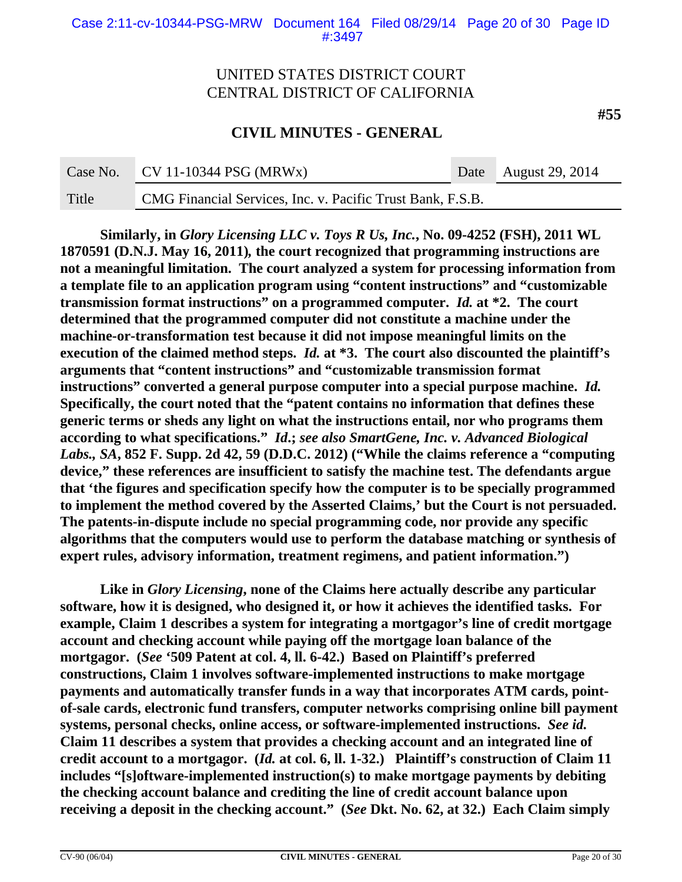**Similarly, in *Glory Licensing LLC v. Toys R Us, Inc.*, No. 09-4252 (FSH), 2011 WL 1870591 (D.N.J. May 16, 2011), the court recognized that programming instructions are not a meaningful limitation. The court analyzed a system for processing information from a template file to an application program using "content instructions" and "customizable transmission format instructions" on a programmed computer. *Id.* at *2. The court determined that the programmed computer did not constitute a machine under the machine-or-transformation test because it did not impose meaningful limits on the execution of the claimed method steps. *Id.* at *3. The court also discounted the plaintiff's arguments that "content instructions" and "customizable transmission format instructions" converted a general purpose computer into a special purpose machine. *Id.* Specifically, the court noted that the "patent contains no information that defines these generic terms or sheds any light on what the instructions entail, nor who programs them according to what specifications." *Id.*; *see also SmartGene, Inc. v. Advanced Biological Labs., SA*, 852 F. Supp. 2d 42, 59 (D.D.C. 2012) ("While the claims reference a "computing device," these references are insufficient to satisfy the machine test. The defendants argue that 'the figures and specification specify how the computer is to be specially programmed to implement the method covered by the Asserted Claims,' but the Court is not persuaded. The patents-in-dispute include no special programming code, nor provide any specific algorithms that the computers would use to perform the database matching or synthesis of expert rules, advisory information, treatment regimens, and patient information.")**

**Like in *Glory Licensing*, none of the Claims here actually describe any particular software, how it is designed, who designed it, or how it achieves the identified tasks. For example, Claim 1 describes a system for integrating a mortgagor's line of credit mortgage account and checking account while paying off the mortgage loan balance of the mortgagor. (*See* '509 Patent at col. 4, ll. 6-42.) Based on Plaintiff's preferred constructions, Claim 1 involves software-implemented instructions to make mortgage payments and automatically transfer funds in a way that incorporates ATM cards, point-of-sale cards, electronic fund transfers, computer networks comprising online bill payment systems, personal checks, online access, or software-implemented instructions. *See id.* Claim 11 describes a system that provides a checking account and an integrated line of credit account to a mortgagor. (*Id.* at col. 6, ll. 1-32.) Plaintiff's construction of Claim 11 includes "[s]oftware-implemented instruction(s) to make mortgage payments by debiting the checking account balance and crediting the line of credit account balance upon receiving a deposit in the checking account." (*See* Dkt. No. 62, at 32.) Each Claim simply**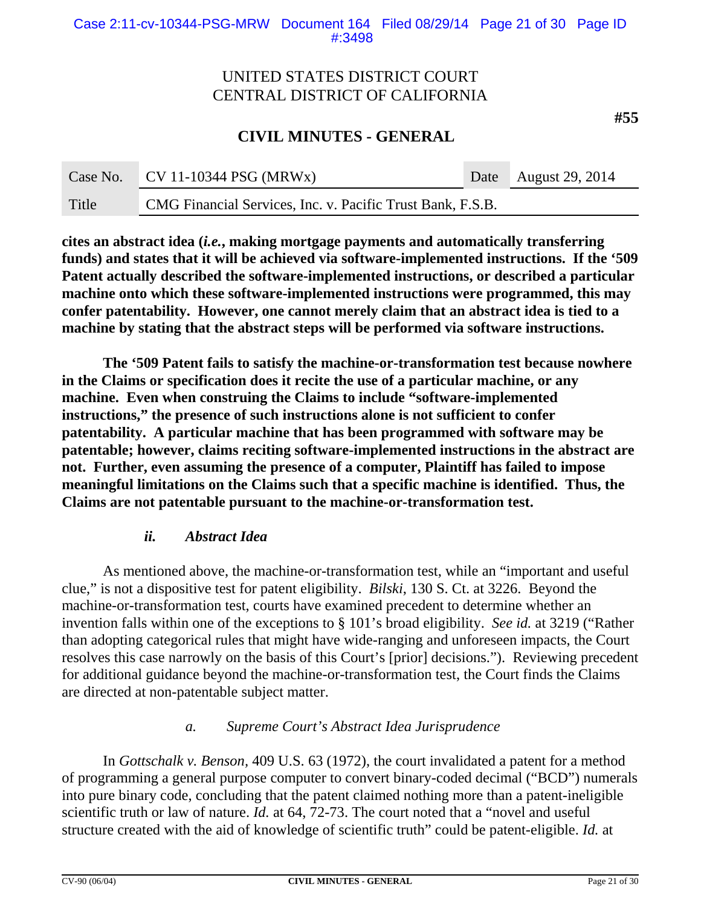**cites an abstract idea (*i.e.*, making mortgage payments and automatically transferring funds) and states that it will be achieved via software-implemented instructions. If the '509 Patent actually described the software-implemented instructions, or described a particular machine onto which these software-implemented instructions were programmed, this may confer patentability. However, one cannot merely claim that an abstract idea is tied to a machine by stating that the abstract steps will be performed via software instructions.**

**The '509 Patent fails to satisfy the machine-or-transformation test because nowhere in the Claims or specification does it recite the use of a particular machine, or any machine. Even when construing the Claims to include "software-implemented instructions," the presence of such instructions alone is not sufficient to confer patentability. A particular machine that has been programmed with software may be patentable; however, claims reciting software-implemented instructions in the abstract are not. Further, even assuming the presence of a computer, Plaintiff has failed to impose meaningful limitations on the Claims such that a specific machine is identified. Thus, the Claims are not patentable pursuant to the machine-or-transformation test.**

#### *ii. Abstract Idea*

As mentioned above, the machine-or-transformation test, while an "important and useful clue," is not a dispositive test for patent eligibility. *Bilski*, 130 S. Ct. at 3226. Beyond the machine-or-transformation test, courts have examined precedent to determine whether an invention falls within one of the exceptions to § 101's broad eligibility. *See id.* at 3219 ("Rather than adopting categorical rules that might have wide-ranging and unforeseen impacts, the Court resolves this case narrowly on the basis of this Court's [prior] decisions."). Reviewing precedent for additional guidance beyond the machine-or-transformation test, the Court finds the Claims are directed at non-patentable subject matter.

##### *a. Supreme Court's Abstract Idea Jurisprudence*

In *Gottschalk v. Benson*, 409 U.S. 63 (1972), the court invalidated a patent for a method of programming a general purpose computer to convert binary-coded decimal ("BCD") numerals into pure binary code, concluding that the patent claimed nothing more than a patent-ineligible scientific truth or law of nature. *Id.* at 64, 72-73. The court noted that a "novel and useful structure created with the aid of knowledge of scientific truth" could be patent-eligible. *Id.* at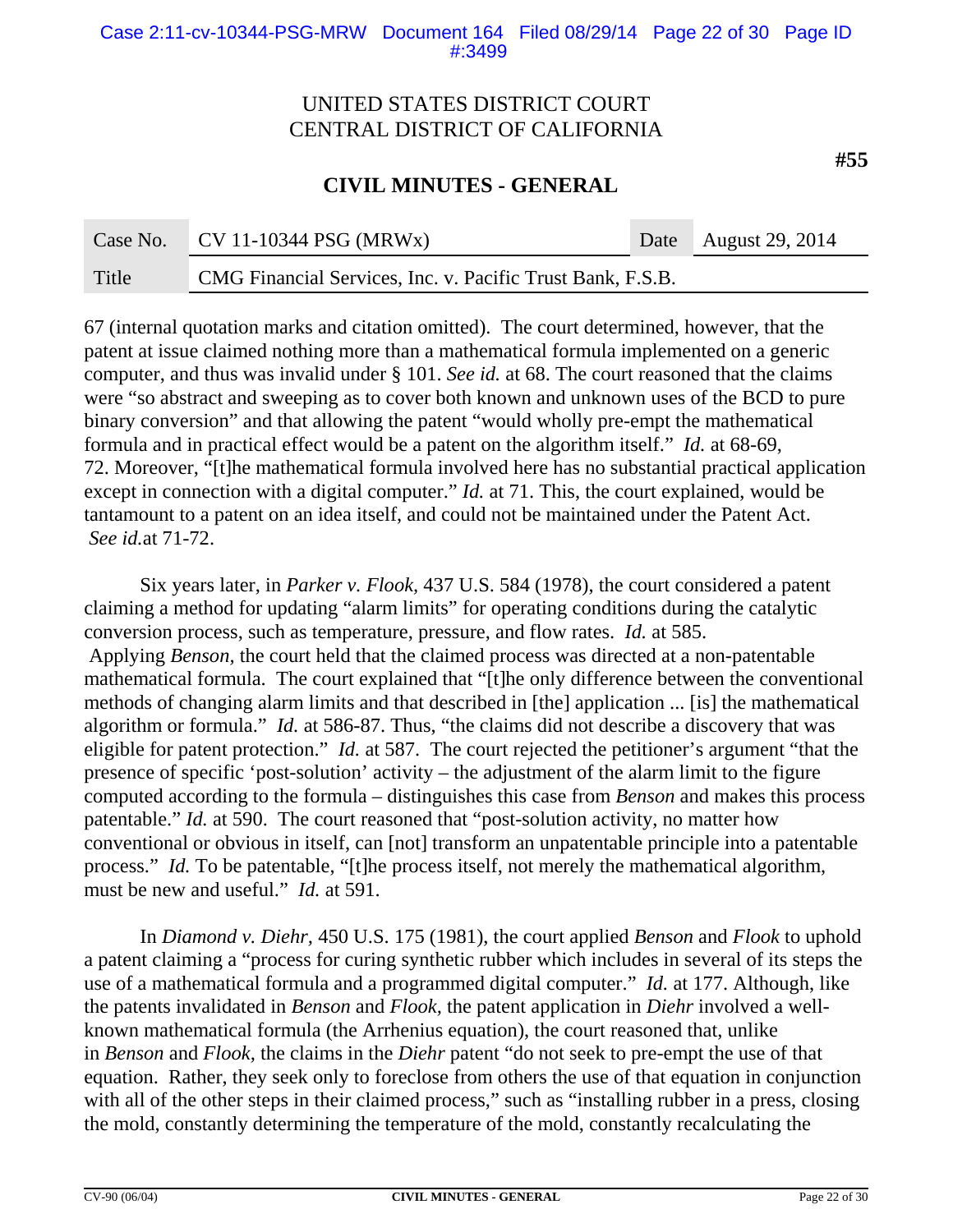67 (internal quotation marks and citation omitted). The court determined, however, that the patent at issue claimed nothing more than a mathematical formula implemented on a generic computer, and thus was invalid under § 101. *See id.* at 68. The court reasoned that the claims were "so abstract and sweeping as to cover both known and unknown uses of the BCD to pure binary conversion" and that allowing the patent "would wholly pre-empt the mathematical formula and in practical effect would be a patent on the algorithm itself." *Id.* at 68-69, 72. Moreover, "[t]he mathematical formula involved here has no substantial practical application except in connection with a digital computer." *Id.* at 71. This, the court explained, would be tantamount to a patent on an idea itself, and could not be maintained under the Patent Act. *See id.*at 71-72.

Six years later, in *Parker v. Flook,* 437 U.S. 584 (1978), the court considered a patent claiming a method for updating "alarm limits" for operating conditions during the catalytic conversion process, such as temperature, pressure, and flow rates. *Id.* at 585. Applying *Benson,* the court held that the claimed process was directed at a non-patentable mathematical formula. The court explained that "[t]he only difference between the conventional methods of changing alarm limits and that described in [the] application ... [is] the mathematical algorithm or formula." *Id.* at 586-87. Thus, "the claims did not describe a discovery that was eligible for patent protection." *Id.* at 587. The court rejected the petitioner's argument "that the presence of specific 'post-solution' activity – the adjustment of the alarm limit to the figure computed according to the formula – distinguishes this case from *Benson* and makes this process patentable." *Id.* at 590. The court reasoned that "post-solution activity, no matter how conventional or obvious in itself, can [not] transform an unpatentable principle into a patentable process." *Id.* To be patentable, "[t]he process itself, not merely the mathematical algorithm, must be new and useful." *Id.* at 591.

In *Diamond v. Diehr,* 450 U.S. 175 (1981), the court applied *Benson* and *Flook* to uphold a patent claiming a "process for curing synthetic rubber which includes in several of its steps the use of a mathematical formula and a programmed digital computer." *Id.* at 177. Although, like the patents invalidated in *Benson* and *Flook,* the patent application in *Diehr* involved a well-known mathematical formula (the Arrhenius equation), the court reasoned that, unlike in *Benson* and *Flook,* the claims in the *Diehr* patent "do not seek to pre-empt the use of that equation. Rather, they seek only to foreclose from others the use of that equation in conjunction with all of the other steps in their claimed process," such as "installing rubber in a press, closing the mold, constantly determining the temperature of the mold, constantly recalculating the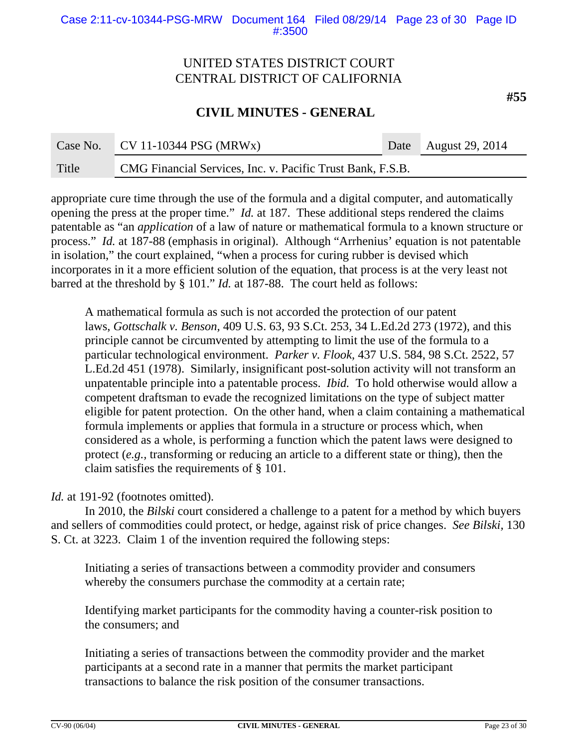appropriate cure time through the use of the formula and a digital computer, and automatically opening the press at the proper time." *Id.* at 187. These additional steps rendered the claims patentable as "an *application* of a law of nature or mathematical formula to a known structure or process." *Id.* at 187-88 (emphasis in original). Although "Arrhenius' equation is not patentable in isolation," the court explained, "when a process for curing rubber is devised which incorporates in it a more efficient solution of the equation, that process is at the very least not barred at the threshold by § 101." *Id.* at 187-88. The court held as follows:

> A mathematical formula as such is not accorded the protection of our patent laws, *Gottschalk v. Benson*, 409 U.S. 63, 93 S.Ct. 253, 34 L.Ed.2d 273 (1972), and this principle cannot be circumvented by attempting to limit the use of the formula to a particular technological environment. *Parker v. Flook*, 437 U.S. 584, 98 S.Ct. 2522, 57 L.Ed.2d 451 (1978). Similarly, insignificant post-solution activity will not transform an unpatentable principle into a patentable process. *Ibid.* To hold otherwise would allow a competent draftsman to evade the recognized limitations on the type of subject matter eligible for patent protection. On the other hand, when a claim containing a mathematical formula implements or applies that formula in a structure or process which, when considered as a whole, is performing a function which the patent laws were designed to protect (*e.g.*, transforming or reducing an article to a different state or thing), then the claim satisfies the requirements of § 101.

*Id.* at 191-92 (footnotes omitted).

In 2010, the *Bilski* court considered a challenge to a patent for a method by which buyers and sellers of commodities could protect, or hedge, against risk of price changes. *See Bilski*, 130 S. Ct. at 3223. Claim 1 of the invention required the following steps:

> Initiating a series of transactions between a commodity provider and consumers whereby the consumers purchase the commodity at a certain rate;
>
> Identifying market participants for the commodity having a counter-risk position to the consumers; and
>
> Initiating a series of transactions between the commodity provider and the market participants at a second rate in a manner that permits the market participant transactions to balance the risk position of the consumer transactions.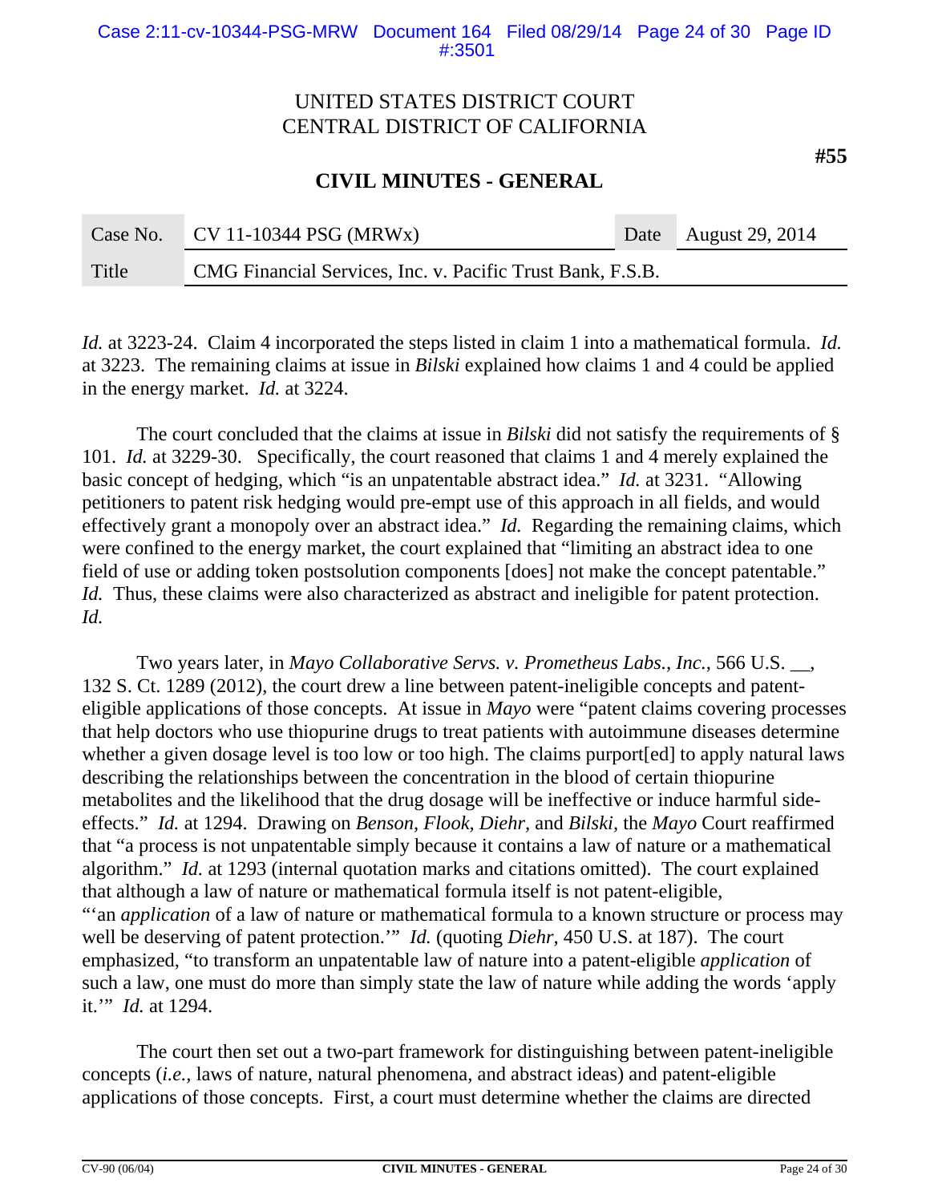*Id.* at 3223-24. Claim 4 incorporated the steps listed in claim 1 into a mathematical formula. *Id.* at 3223. The remaining claims at issue in *Bilski* explained how claims 1 and 4 could be applied in the energy market. *Id.* at 3224.

The court concluded that the claims at issue in *Bilski* did not satisfy the requirements of § 101. *Id.* at 3229-30. Specifically, the court reasoned that claims 1 and 4 merely explained the basic concept of hedging, which "is an unpatentable abstract idea." *Id.* at 3231. "Allowing petitioners to patent risk hedging would pre-empt use of this approach in all fields, and would effectively grant a monopoly over an abstract idea." *Id.* Regarding the remaining claims, which were confined to the energy market, the court explained that "limiting an abstract idea to one field of use or adding token postsolution components [does] not make the concept patentable." *Id.* Thus, these claims were also characterized as abstract and ineligible for patent protection. *Id.*

Two years later, in *Mayo Collaborative Servs. v. Prometheus Labs., Inc.*, 566 U.S. __, 132 S. Ct. 1289 (2012), the court drew a line between patent-ineligible concepts and patent-eligible applications of those concepts. At issue in *Mayo* were "patent claims covering processes that help doctors who use thiopurine drugs to treat patients with autoimmune diseases determine whether a given dosage level is too low or too high. The claims purport[ed] to apply natural laws describing the relationships between the concentration in the blood of certain thiopurine metabolites and the likelihood that the drug dosage will be ineffective or induce harmful side-effects." *Id.* at 1294. Drawing on *Benson*, *Flook*, *Diehr*, and *Bilski*, the *Mayo* Court reaffirmed that "a process is not unpatentable simply because it contains a law of nature or a mathematical algorithm." *Id.* at 1293 (internal quotation marks and citations omitted). The court explained that although a law of nature or mathematical formula itself is not patent-eligible, "'an *application* of a law of nature or mathematical formula to a known structure or process may well be deserving of patent protection.'" *Id.* (quoting *Diehr*, 450 U.S. at 187). The court emphasized, "to transform an unpatentable law of nature into a patent-eligible *application* of such a law, one must do more than simply state the law of nature while adding the words 'apply it.'" *Id.* at 1294.

The court then set out a two-part framework for distinguishing between patent-ineligible concepts (*i.e.*, laws of nature, natural phenomena, and abstract ideas) and patent-eligible applications of those concepts. First, a court must determine whether the claims are directed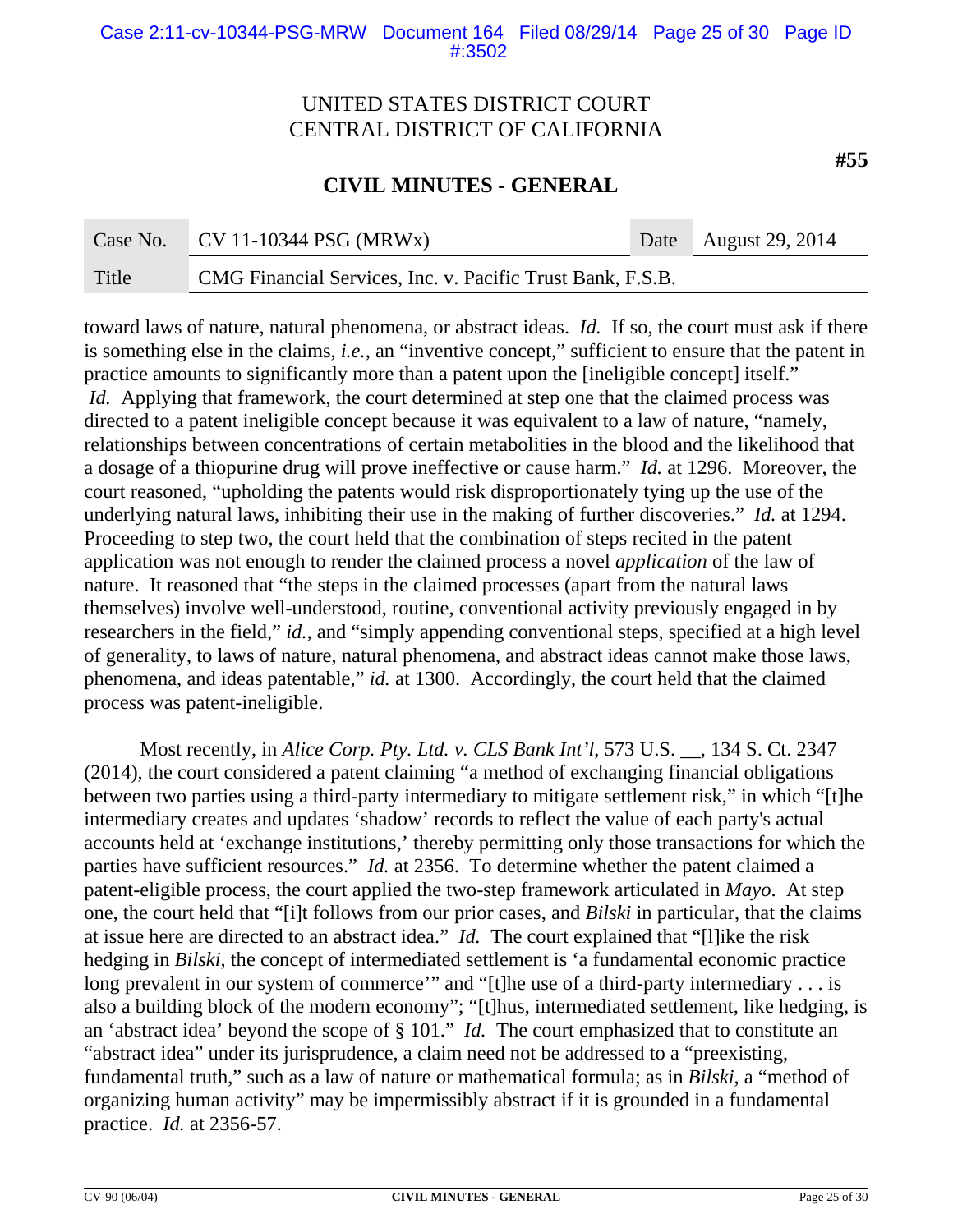toward laws of nature, natural phenomena, or abstract ideas. *Id.* If so, the court must ask if there is something else in the claims, *i.e.*, an "inventive concept," sufficient to ensure that the patent in practice amounts to significantly more than a patent upon the [ineligible concept] itself." *Id.* Applying that framework, the court determined at step one that the claimed process was directed to a patent ineligible concept because it was equivalent to a law of nature, "namely, relationships between concentrations of certain metabolities in the blood and the likelihood that a dosage of a thiopurine drug will prove ineffective or cause harm." *Id.* at 1296. Moreover, the court reasoned, "upholding the patents would risk disproportionately tying up the use of the underlying natural laws, inhibiting their use in the making of further discoveries." *Id.* at 1294. Proceeding to step two, the court held that the combination of steps recited in the patent application was not enough to render the claimed process a novel *application* of the law of nature. It reasoned that "the steps in the claimed processes (apart from the natural laws themselves) involve well-understood, routine, conventional activity previously engaged in by researchers in the field," *id.*, and "simply appending conventional steps, specified at a high level of generality, to laws of nature, natural phenomena, and abstract ideas cannot make those laws, phenomena, and ideas patentable," *id.* at 1300. Accordingly, the court held that the claimed process was patent-ineligible.

Most recently, in *Alice Corp. Pty. Ltd. v. CLS Bank Int'l*, 573 U.S. __, 134 S. Ct. 2347 (2014), the court considered a patent claiming "a method of exchanging financial obligations between two parties using a third-party intermediary to mitigate settlement risk," in which "[t]he intermediary creates and updates 'shadow' records to reflect the value of each party's actual accounts held at 'exchange institutions,' thereby permitting only those transactions for which the parties have sufficient resources." *Id.* at 2356. To determine whether the patent claimed a patent-eligible process, the court applied the two-step framework articulated in *Mayo*. At step one, the court held that "[i]t follows from our prior cases, and *Bilski* in particular, that the claims at issue here are directed to an abstract idea." *Id.* The court explained that "[l]ike the risk hedging in *Bilski*, the concept of intermediated settlement is 'a fundamental economic practice long prevalent in our system of commerce'" and "[t]he use of a third-party intermediary . . . is also a building block of the modern economy"; "[t]hus, intermediated settlement, like hedging, is an 'abstract idea' beyond the scope of § 101." *Id.* The court emphasized that to constitute an "abstract idea" under its jurisprudence, a claim need not be addressed to a "preexisting, fundamental truth," such as a law of nature or mathematical formula; as in *Bilski*, a "method of organizing human activity" may be impermissibly abstract if it is grounded in a fundamental practice. *Id.* at 2356-57.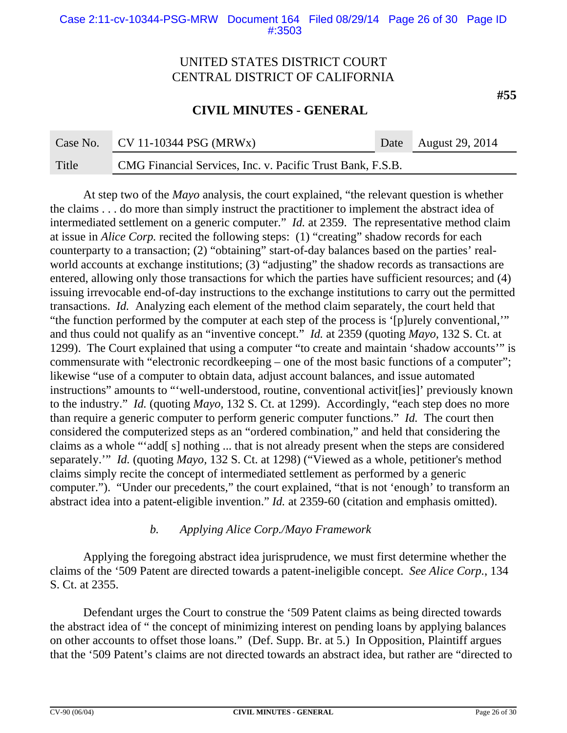At step two of the *Mayo* analysis, the court explained, "the relevant question is whether the claims . . . do more than simply instruct the practitioner to implement the abstract idea of intermediated settlement on a generic computer." *Id.* at 2359. The representative method claim at issue in *Alice Corp.* recited the following steps: (1) "creating" shadow records for each counterparty to a transaction; (2) "obtaining" start-of-day balances based on the parties' real-world accounts at exchange institutions; (3) "adjusting" the shadow records as transactions are entered, allowing only those transactions for which the parties have sufficient resources; and (4) issuing irrevocable end-of-day instructions to the exchange institutions to carry out the permitted transactions. *Id.* Analyzing each element of the method claim separately, the court held that "the function performed by the computer at each step of the process is '[p]urely conventional,'" and thus could not qualify as an "inventive concept." *Id.* at 2359 (quoting *Mayo,* 132 S. Ct. at 1299). The Court explained that using a computer "to create and maintain 'shadow accounts'" is commensurate with "electronic recordkeeping – one of the most basic functions of a computer"; likewise "use of a computer to obtain data, adjust account balances, and issue automated instructions" amounts to "'well-understood, routine, conventional activit[ies]' previously known to the industry." *Id.* (quoting *Mayo,* 132 S. Ct. at 1299). Accordingly, "each step does no more than require a generic computer to perform generic computer functions." *Id.* The court then considered the computerized steps as an "ordered combination," and held that considering the claims as a whole "'add[ s] nothing ... that is not already present when the steps are considered separately.'" *Id.* (quoting *Mayo,* 132 S. Ct. at 1298) ("Viewed as a whole, petitioner's method claims simply recite the concept of intermediated settlement as performed by a generic computer."). "Under our precedents," the court explained, "that is not 'enough' to transform an abstract idea into a patent-eligible invention." *Id.* at 2359-60 (citation and emphasis omitted).

### *b. Applying Alice Corp./Mayo Framework*

Applying the foregoing abstract idea jurisprudence, we must first determine whether the claims of the '509 Patent are directed towards a patent-ineligible concept. *See Alice Corp.*, 134 S. Ct. at 2355.

Defendant urges the Court to construe the '509 Patent claims as being directed towards the abstract idea of " the concept of minimizing interest on pending loans by applying balances on other accounts to offset those loans." (Def. Supp. Br. at 5.) In Opposition, Plaintiff argues that the '509 Patent's claims are not directed towards an abstract idea, but rather are "directed to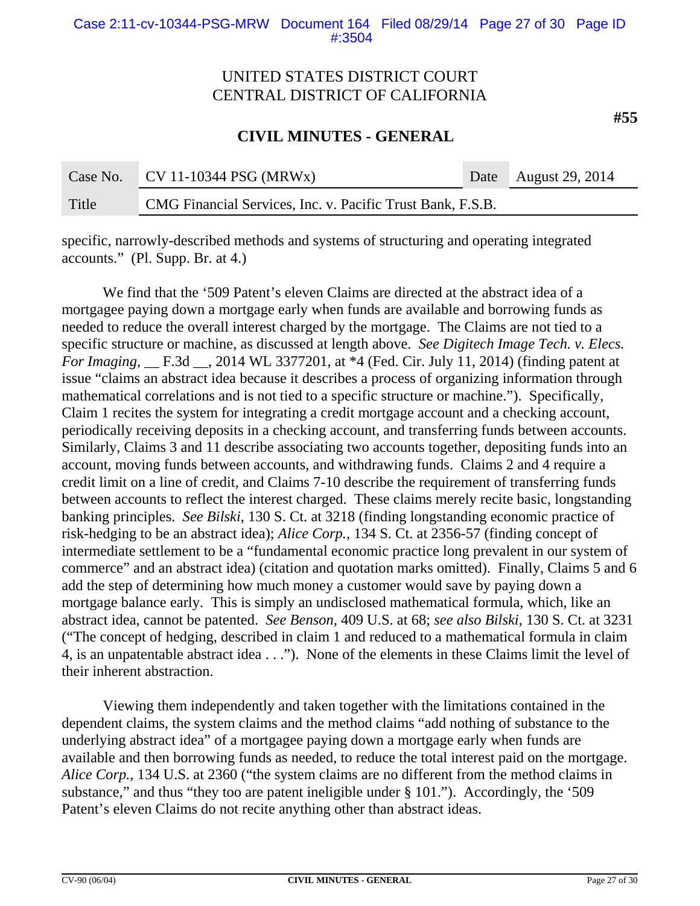specific, narrowly-described methods and systems of structuring and operating integrated accounts." (Pl. Supp. Br. at 4.)

We find that the '509 Patent's eleven Claims are directed at the abstract idea of a mortgagee paying down a mortgage early when funds are available and borrowing funds as needed to reduce the overall interest charged by the mortgage. The Claims are not tied to a specific structure or machine, as discussed at length above. *See Digitech Image Tech. v. Elecs. For Imaging*, __ F.3d __, 2014 WL 3377201, at *4 (Fed. Cir. July 11, 2014) (finding patent at issue "claims an abstract idea because it describes a process of organizing information through mathematical correlations and is not tied to a specific structure or machine."). Specifically, Claim 1 recites the system for integrating a credit mortgage account and a checking account, periodically receiving deposits in a checking account, and transferring funds between accounts. Similarly, Claims 3 and 11 describe associating two accounts together, depositing funds into an account, moving funds between accounts, and withdrawing funds. Claims 2 and 4 require a credit limit on a line of credit, and Claims 7-10 describe the requirement of transferring funds between accounts to reflect the interest charged. These claims merely recite basic, longstanding banking principles. *See Bilski*, 130 S. Ct. at 3218 (finding longstanding economic practice of risk-hedging to be an abstract idea); *Alice Corp.*, 134 S. Ct. at 2356-57 (finding concept of intermediate settlement to be a "fundamental economic practice long prevalent in our system of commerce" and an abstract idea) (citation and quotation marks omitted). Finally, Claims 5 and 6 add the step of determining how much money a customer would save by paying down a mortgage balance early. This is simply an undisclosed mathematical formula, which, like an abstract idea, cannot be patented. *See Benson,* 409 U.S. at 68; *see also Bilski*, 130 S. Ct. at 3231 ("The concept of hedging, described in claim 1 and reduced to a mathematical formula in claim 4, is an unpatentable abstract idea . . ."). None of the elements in these Claims limit the level of their inherent abstraction.

Viewing them independently and taken together with the limitations contained in the dependent claims, the system claims and the method claims "add nothing of substance to the underlying abstract idea" of a mortgagee paying down a mortgage early when funds are available and then borrowing funds as needed, to reduce the total interest paid on the mortgage. *Alice Corp.*, 134 U.S. at 2360 ("the system claims are no different from the method claims in substance," and thus "they too are patent ineligible under § 101."). Accordingly, the '509 Patent's eleven Claims do not recite anything other than abstract ideas.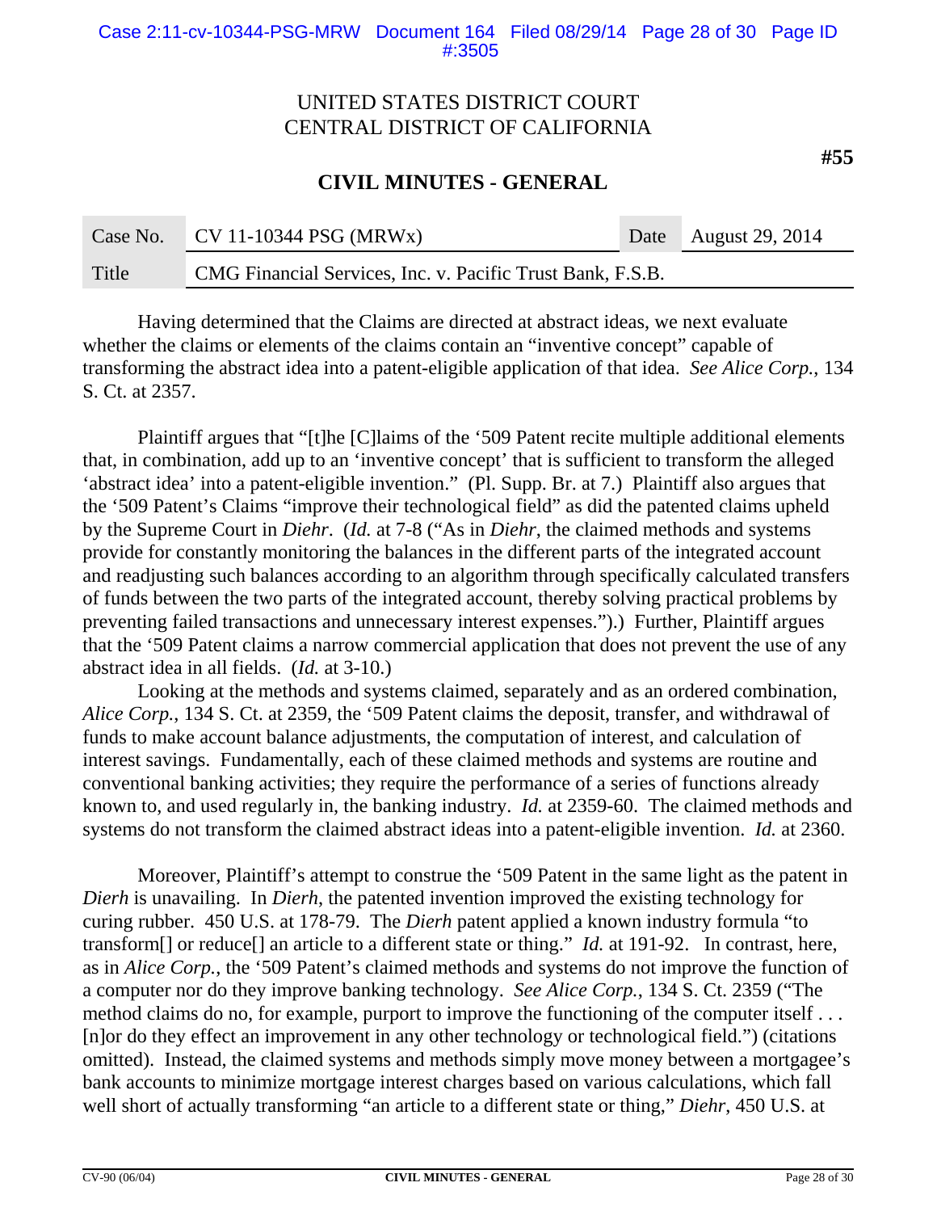Having determined that the Claims are directed at abstract ideas, we next evaluate whether the claims or elements of the claims contain an "inventive concept" capable of transforming the abstract idea into a patent-eligible application of that idea. *See Alice Corp.*, 134 S. Ct. at 2357.

Plaintiff argues that "[t]he [C]laims of the '509 Patent recite multiple additional elements that, in combination, add up to an 'inventive concept' that is sufficient to transform the alleged 'abstract idea' into a patent-eligible invention." (Pl. Supp. Br. at 7.) Plaintiff also argues that the '509 Patent's Claims "improve their technological field" as did the patented claims upheld by the Supreme Court in *Diehr*. (*Id.* at 7-8 ("As in *Diehr*, the claimed methods and systems provide for constantly monitoring the balances in the different parts of the integrated account and readjusting such balances according to an algorithm through specifically calculated transfers of funds between the two parts of the integrated account, thereby solving practical problems by preventing failed transactions and unnecessary interest expenses.").) Further, Plaintiff argues that the '509 Patent claims a narrow commercial application that does not prevent the use of any abstract idea in all fields. (*Id.* at 3-10.)

Looking at the methods and systems claimed, separately and as an ordered combination, *Alice Corp.*, 134 S. Ct. at 2359, the '509 Patent claims the deposit, transfer, and withdrawal of funds to make account balance adjustments, the computation of interest, and calculation of interest savings. Fundamentally, each of these claimed methods and systems are routine and conventional banking activities; they require the performance of a series of functions already known to, and used regularly in, the banking industry. *Id.* at 2359-60. The claimed methods and systems do not transform the claimed abstract ideas into a patent-eligible invention. *Id.* at 2360.

Moreover, Plaintiff's attempt to construe the '509 Patent in the same light as the patent in *Dierh* is unavailing. In *Dierh*, the patented invention improved the existing technology for curing rubber. 450 U.S. at 178-79. The *Dierh* patent applied a known industry formula "to transform[] or reduce[] an article to a different state or thing." *Id.* at 191-92. In contrast, here, as in *Alice Corp.*, the '509 Patent's claimed methods and systems do not improve the function of a computer nor do they improve banking technology. *See Alice Corp.*, 134 S. Ct. 2359 ("The method claims do no, for example, purport to improve the functioning of the computer itself . . . [n]or do they effect an improvement in any other technology or technological field.") (citations omitted). Instead, the claimed systems and methods simply move money between a mortgagee's bank accounts to minimize mortgage interest charges based on various calculations, which fall well short of actually transforming "an article to a different state or thing," *Diehr*, 450 U.S. at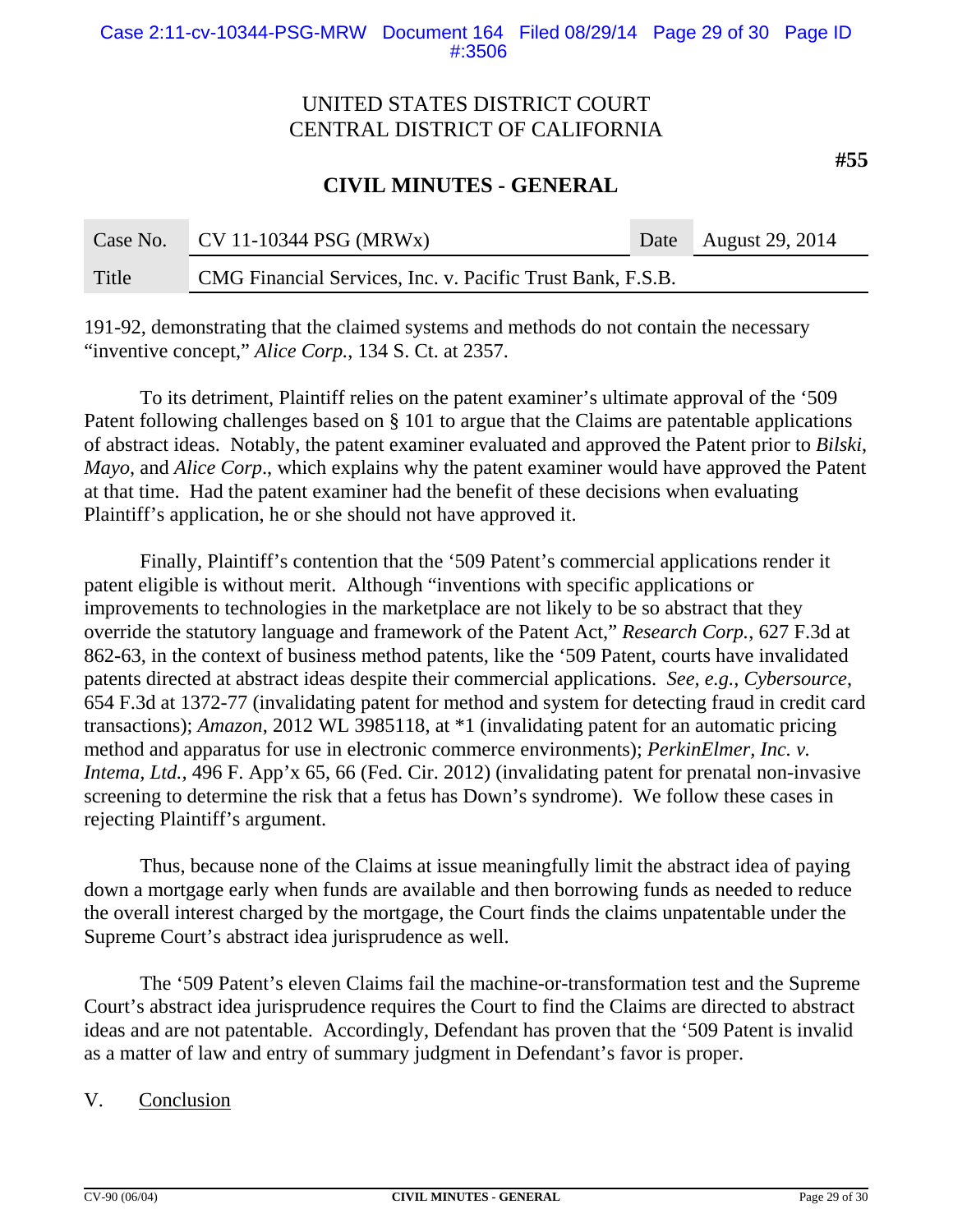191-92, demonstrating that the claimed systems and methods do not contain the necessary "inventive concept," *Alice Corp.*, 134 S. Ct. at 2357.

To its detriment, Plaintiff relies on the patent examiner's ultimate approval of the '509 Patent following challenges based on § 101 to argue that the Claims are patentable applications of abstract ideas. Notably, the patent examiner evaluated and approved the Patent prior to *Bilski*, *Mayo*, and *Alice Corp*., which explains why the patent examiner would have approved the Patent at that time. Had the patent examiner had the benefit of these decisions when evaluating Plaintiff's application, he or she should not have approved it.

Finally, Plaintiff's contention that the '509 Patent's commercial applications render it patent eligible is without merit. Although "inventions with specific applications or improvements to technologies in the marketplace are not likely to be so abstract that they override the statutory language and framework of the Patent Act," *Research Corp.*, 627 F.3d at 862-63, in the context of business method patents, like the '509 Patent, courts have invalidated patents directed at abstract ideas despite their commercial applications. *See, e.g.*, *Cybersource*, 654 F.3d at 1372-77 (invalidating patent for method and system for detecting fraud in credit card transactions); *Amazon*, 2012 WL 3985118, at *1 (invalidating patent for an automatic pricing method and apparatus for use in electronic commerce environments); *PerkinElmer, Inc. v. Intema, Ltd.*, 496 F. App'x 65, 66 (Fed. Cir. 2012) (invalidating patent for prenatal non-invasive screening to determine the risk that a fetus has Down's syndrome). We follow these cases in rejecting Plaintiff's argument.

Thus, because none of the Claims at issue meaningfully limit the abstract idea of paying down a mortgage early when funds are available and then borrowing funds as needed to reduce the overall interest charged by the mortgage, the Court finds the claims unpatentable under the Supreme Court's abstract idea jurisprudence as well.

The '509 Patent's eleven Claims fail the machine-or-transformation test and the Supreme Court's abstract idea jurisprudence requires the Court to find the Claims are directed to abstract ideas and are not patentable. Accordingly, Defendant has proven that the '509 Patent is invalid as a matter of law and entry of summary judgment in Defendant's favor is proper.

## V. Conclusion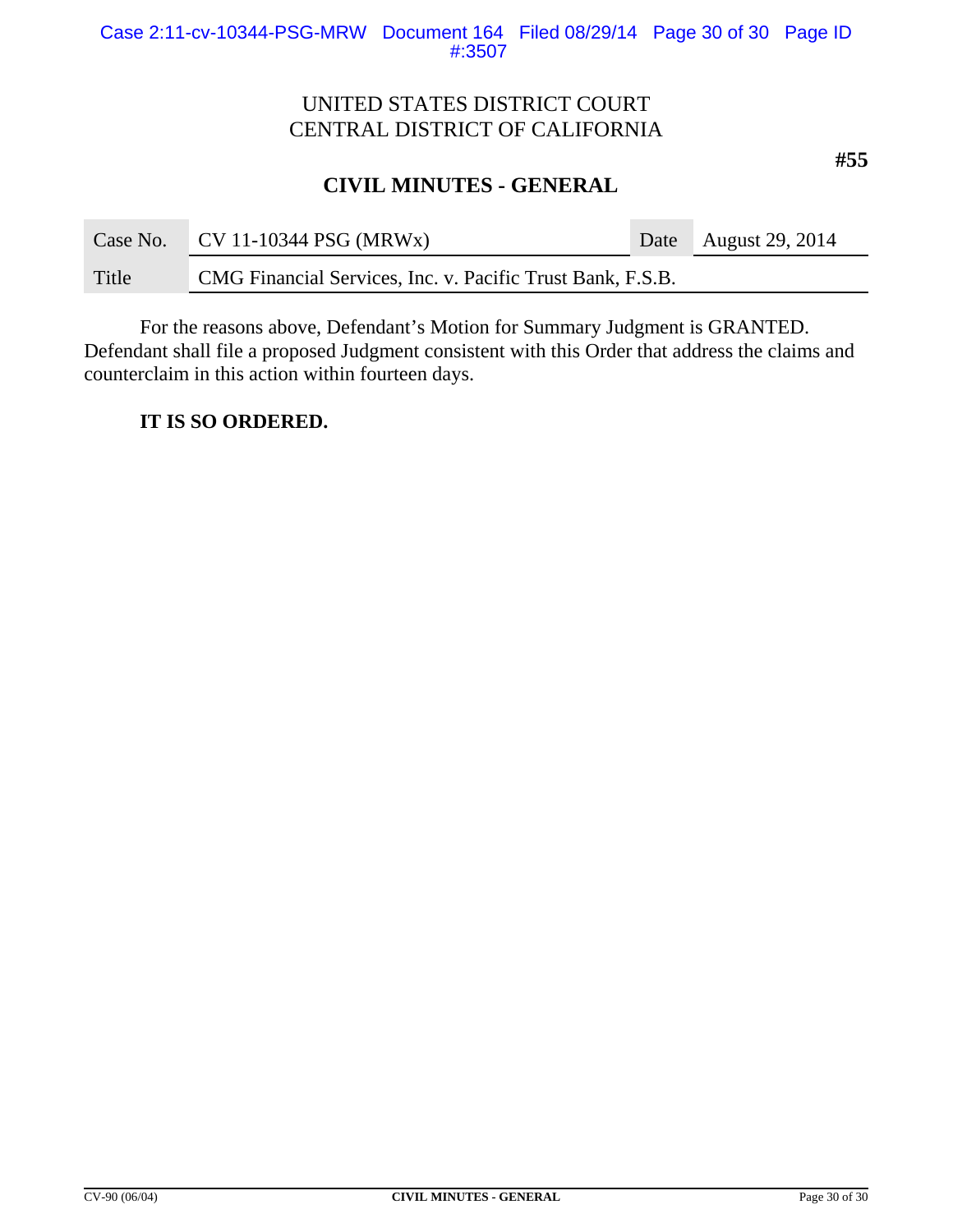UNITED STATES DISTRICT COURT
CENTRAL DISTRICT OF CALIFORNIA

**#55**

## CIVIL MINUTES - GENERAL

| Case No. | CV 11-10344 PSG (MRWx) | Date | August 29, 2014 |
|---|---|---|---|
| Title | CMG Financial Services, Inc. v. Pacific Trust Bank, F.S.B. | | |

For the reasons above, Defendant's Motion for Summary Judgment is GRANTED. Defendant shall file a proposed Judgment consistent with this Order that address the claims and counterclaim in this action within fourteen days.

**IT IS SO ORDERED.**